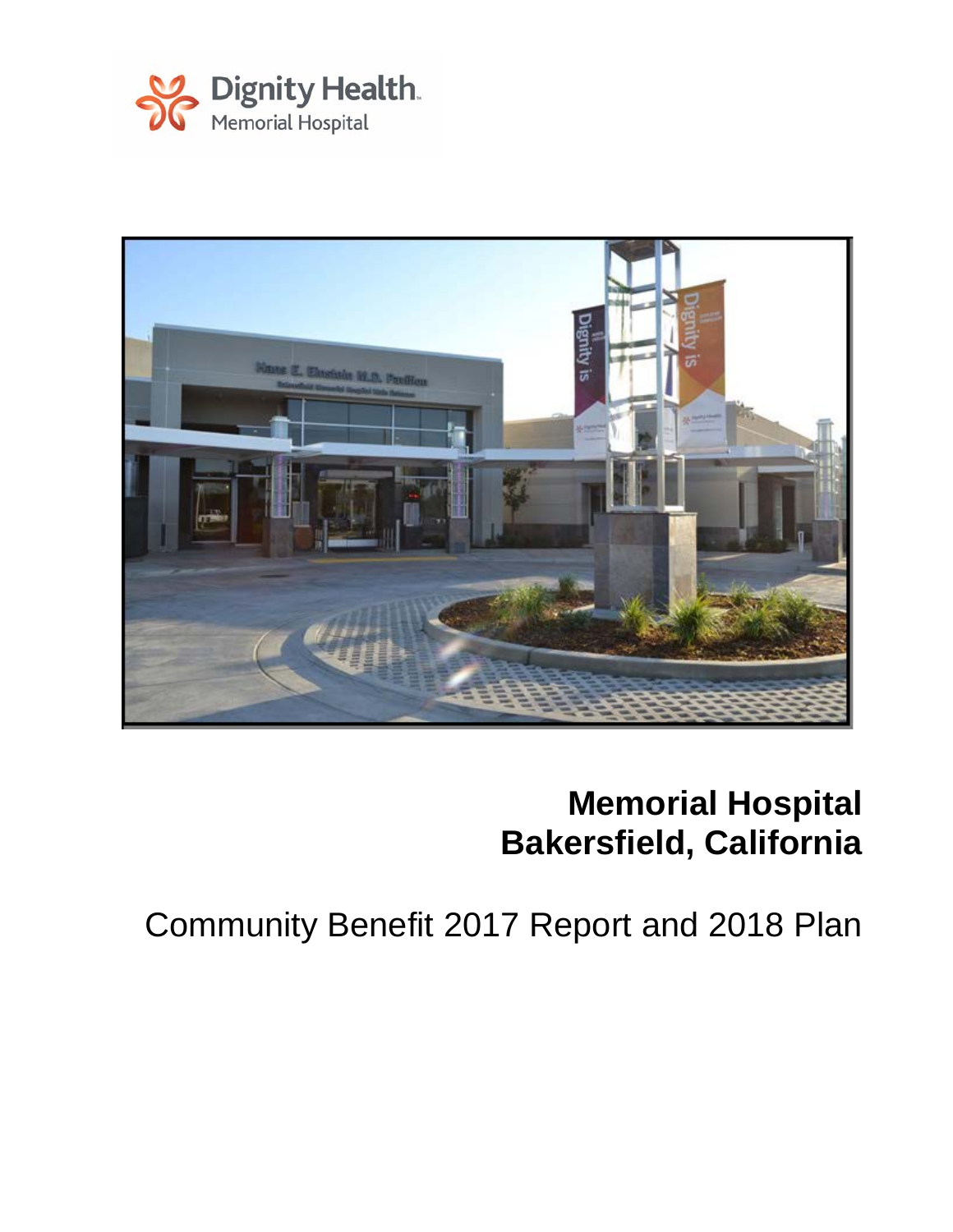Dignity Health.
Memorial Hospital

# Memorial Hospital
# Bakersfield, California

## Community Benefit 2017 Report and 2018 Plan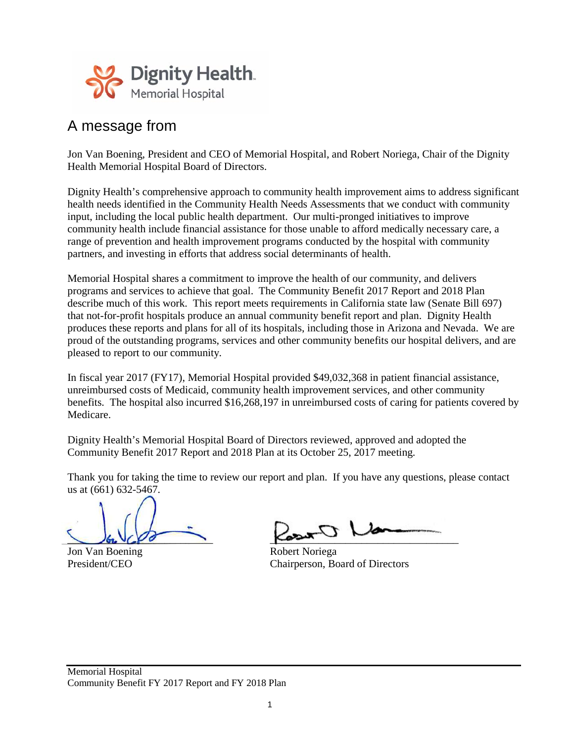Dignity Health
Memorial Hospital

## A message from

Jon Van Boening, President and CEO of Memorial Hospital, and Robert Noriega, Chair of the Dignity Health Memorial Hospital Board of Directors.

Dignity Health's comprehensive approach to community health improvement aims to address significant health needs identified in the Community Health Needs Assessments that we conduct with community input, including the local public health department. Our multi-pronged initiatives to improve community health include financial assistance for those unable to afford medically necessary care, a range of prevention and health improvement programs conducted by the hospital with community partners, and investing in efforts that address social determinants of health.

Memorial Hospital shares a commitment to improve the health of our community, and delivers programs and services to achieve that goal. The Community Benefit 2017 Report and 2018 Plan describe much of this work. This report meets requirements in California state law (Senate Bill 697) that not-for-profit hospitals produce an annual community benefit report and plan. Dignity Health produces these reports and plans for all of its hospitals, including those in Arizona and Nevada. We are proud of the outstanding programs, services and other community benefits our hospital delivers, and are pleased to report to our community.

In fiscal year 2017 (FY17), Memorial Hospital provided $49,032,368 in patient financial assistance, unreimbursed costs of Medicaid, community health improvement services, and other community benefits. The hospital also incurred $16,268,197 in unreimbursed costs of caring for patients covered by Medicare.

Dignity Health's Memorial Hospital Board of Directors reviewed, approved and adopted the Community Benefit 2017 Report and 2018 Plan at its October 25, 2017 meeting.

Thank you for taking the time to review our report and plan. If you have any questions, please contact us at (661) 632-5467.

Jon Van Boening
President/CEO

Robert Noriega
Chairperson, Board of Directors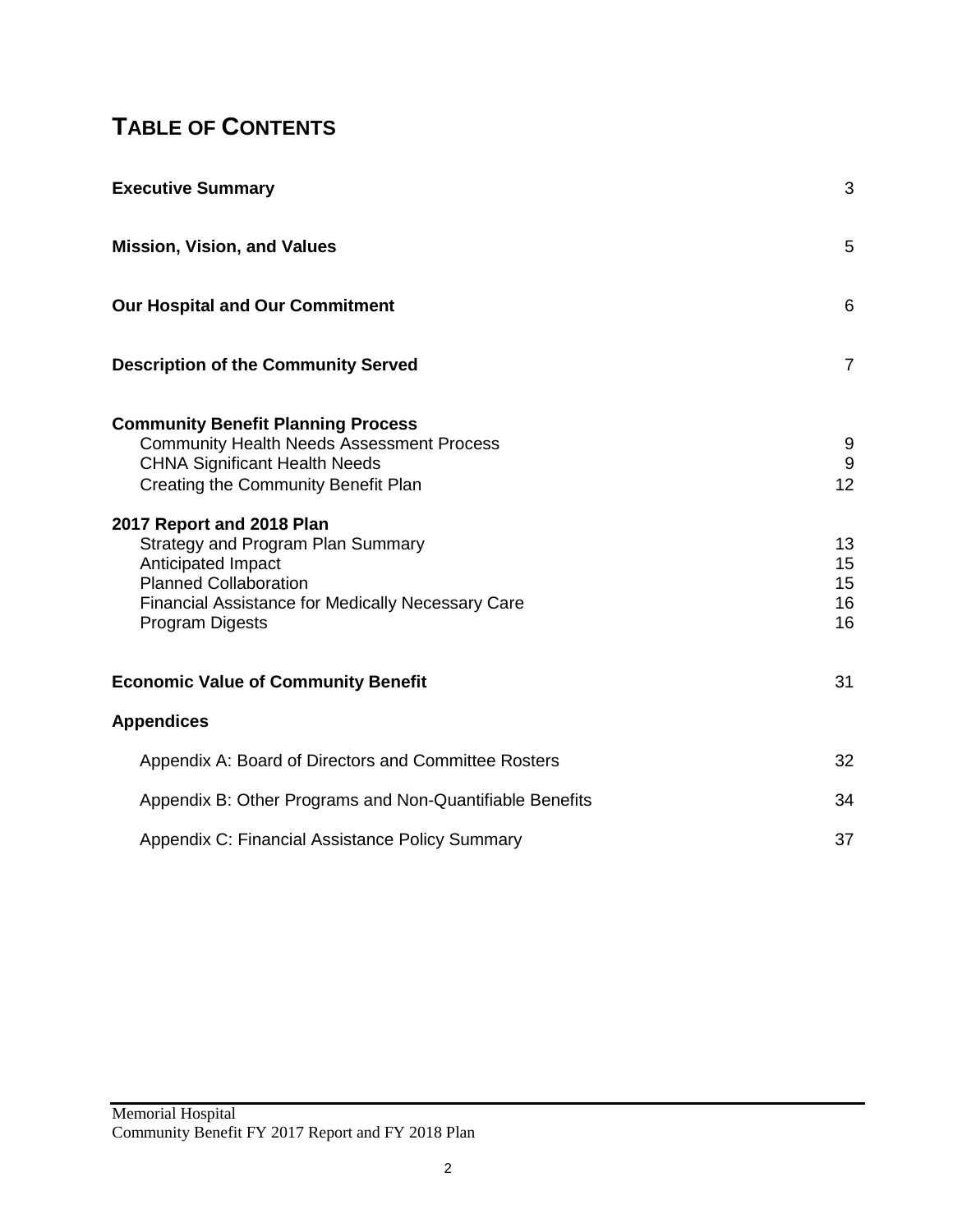# TABLE OF CONTENTS

| | |
|---|---|
| **Executive Summary** | 3 |
| **Mission, Vision, and Values** | 5 |
| **Our Hospital and Our Commitment** | 6 |
| **Description of the Community Served** | 7 |
| **Community Benefit Planning Process** | |
| Community Health Needs Assessment Process | 9 |
| CHNA Significant Health Needs | 9 |
| Creating the Community Benefit Plan | 12 |
| **2017 Report and 2018 Plan** | |
| Strategy and Program Plan Summary | 13 |
| Anticipated Impact | 15 |
| Planned Collaboration | 15 |
| Financial Assistance for Medically Necessary Care | 16 |
| Program Digests | 16 |
| **Economic Value of Community Benefit** | 31 |
| **Appendices** | |
| Appendix A: Board of Directors and Committee Rosters | 32 |
| Appendix B: Other Programs and Non-Quantifiable Benefits | 34 |
| Appendix C: Financial Assistance Policy Summary | 37 |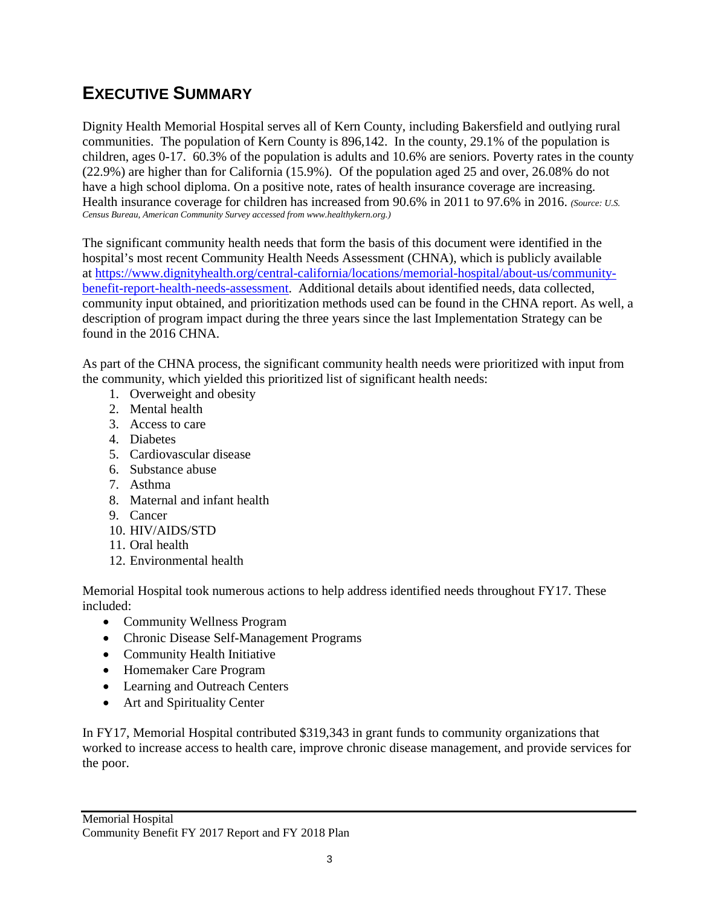# Executive Summary

Dignity Health Memorial Hospital serves all of Kern County, including Bakersfield and outlying rural communities. The population of Kern County is 896,142. In the county, 29.1% of the population is children, ages 0-17. 60.3% of the population is adults and 10.6% are seniors. Poverty rates in the county (22.9%) are higher than for California (15.9%). Of the population aged 25 and over, 26.08% do not have a high school diploma. On a positive note, rates of health insurance coverage are increasing. Health insurance coverage for children has increased from 90.6% in 2011 to 97.6% in 2016. *(Source: U.S. Census Bureau, American Community Survey accessed from www.healthykern.org.)*

The significant community health needs that form the basis of this document were identified in the hospital's most recent Community Health Needs Assessment (CHNA), which is publicly available at [https://www.dignityhealth.org/central-california/locations/memorial-hospital/about-us/community-benefit-report-health-needs-assessment](https://www.dignityhealth.org/central-california/locations/memorial-hospital/about-us/community-benefit-report-health-needs-assessment). Additional details about identified needs, data collected, community input obtained, and prioritization methods used can be found in the CHNA report. As well, a description of program impact during the three years since the last Implementation Strategy can be found in the 2016 CHNA.

As part of the CHNA process, the significant community health needs were prioritized with input from the community, which yielded this prioritized list of significant health needs:

1. Overweight and obesity
2. Mental health
3. Access to care
4. Diabetes
5. Cardiovascular disease
6. Substance abuse
7. Asthma
8. Maternal and infant health
9. Cancer
10. HIV/AIDS/STD
11. Oral health
12. Environmental health

Memorial Hospital took numerous actions to help address identified needs throughout FY17. These included:

- Community Wellness Program
- Chronic Disease Self-Management Programs
- Community Health Initiative
- Homemaker Care Program
- Learning and Outreach Centers
- Art and Spirituality Center

In FY17, Memorial Hospital contributed $319,343 in grant funds to community organizations that worked to increase access to health care, improve chronic disease management, and provide services for the poor.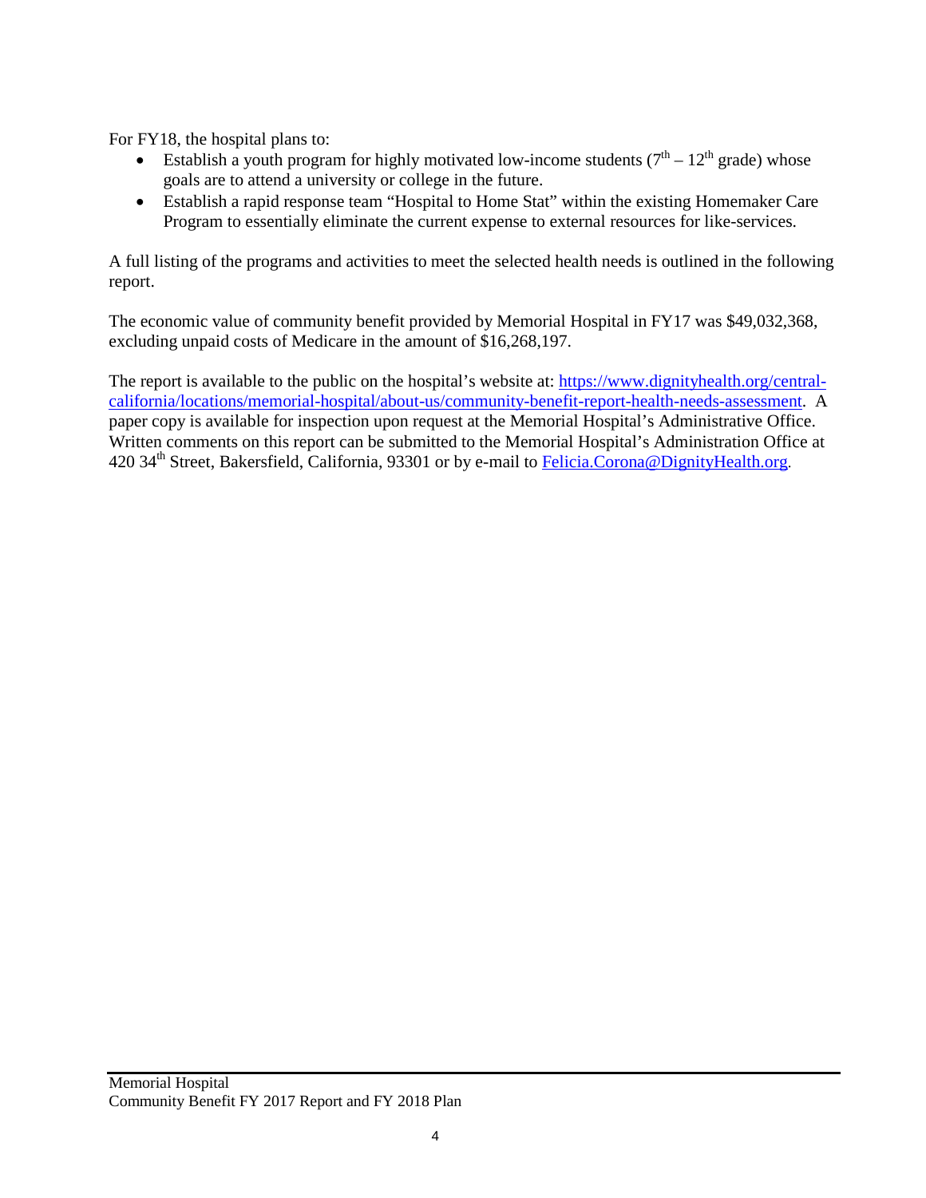For FY18, the hospital plans to:

- Establish a youth program for highly motivated low-income students (7th – 12th grade) whose goals are to attend a university or college in the future.
- Establish a rapid response team "Hospital to Home Stat" within the existing Homemaker Care Program to essentially eliminate the current expense to external resources for like-services.

A full listing of the programs and activities to meet the selected health needs is outlined in the following report.

The economic value of community benefit provided by Memorial Hospital in FY17 was $49,032,368, excluding unpaid costs of Medicare in the amount of $16,268,197.

The report is available to the public on the hospital's website at: [https://www.dignityhealth.org/central-california/locations/memorial-hospital/about-us/community-benefit-report-health-needs-assessment](https://www.dignityhealth.org/central-california/locations/memorial-hospital/about-us/community-benefit-report-health-needs-assessment). A paper copy is available for inspection upon request at the Memorial Hospital's Administrative Office. Written comments on this report can be submitted to the Memorial Hospital's Administration Office at 420 34th Street, Bakersfield, California, 93301 or by e-mail to [Felicia.Corona@DignityHealth.org](mailto:Felicia.Corona@DignityHealth.org).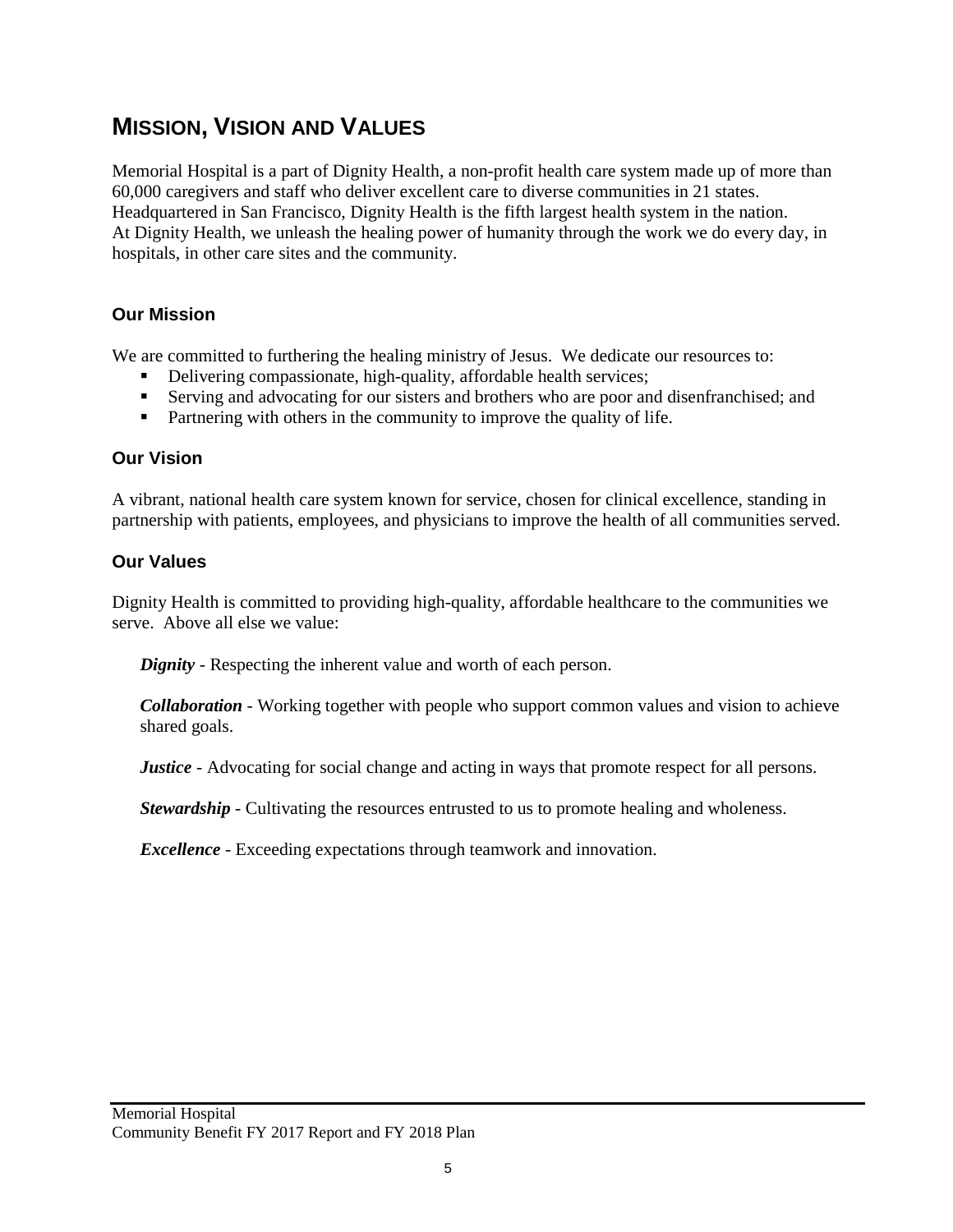# MISSION, VISION AND VALUES

Memorial Hospital is a part of Dignity Health, a non-profit health care system made up of more than 60,000 caregivers and staff who deliver excellent care to diverse communities in 21 states. Headquartered in San Francisco, Dignity Health is the fifth largest health system in the nation. At Dignity Health, we unleash the healing power of humanity through the work we do every day, in hospitals, in other care sites and the community.

## Our Mission

We are committed to furthering the healing ministry of Jesus. We dedicate our resources to:

- Delivering compassionate, high-quality, affordable health services;
- Serving and advocating for our sisters and brothers who are poor and disenfranchised; and
- Partnering with others in the community to improve the quality of life.

## Our Vision

A vibrant, national health care system known for service, chosen for clinical excellence, standing in partnership with patients, employees, and physicians to improve the health of all communities served.

## Our Values

Dignity Health is committed to providing high-quality, affordable healthcare to the communities we serve. Above all else we value:

***Dignity*** - Respecting the inherent value and worth of each person.

***Collaboration*** - Working together with people who support common values and vision to achieve shared goals.

***Justice*** - Advocating for social change and acting in ways that promote respect for all persons.

***Stewardship*** - Cultivating the resources entrusted to us to promote healing and wholeness.

***Excellence*** - Exceeding expectations through teamwork and innovation.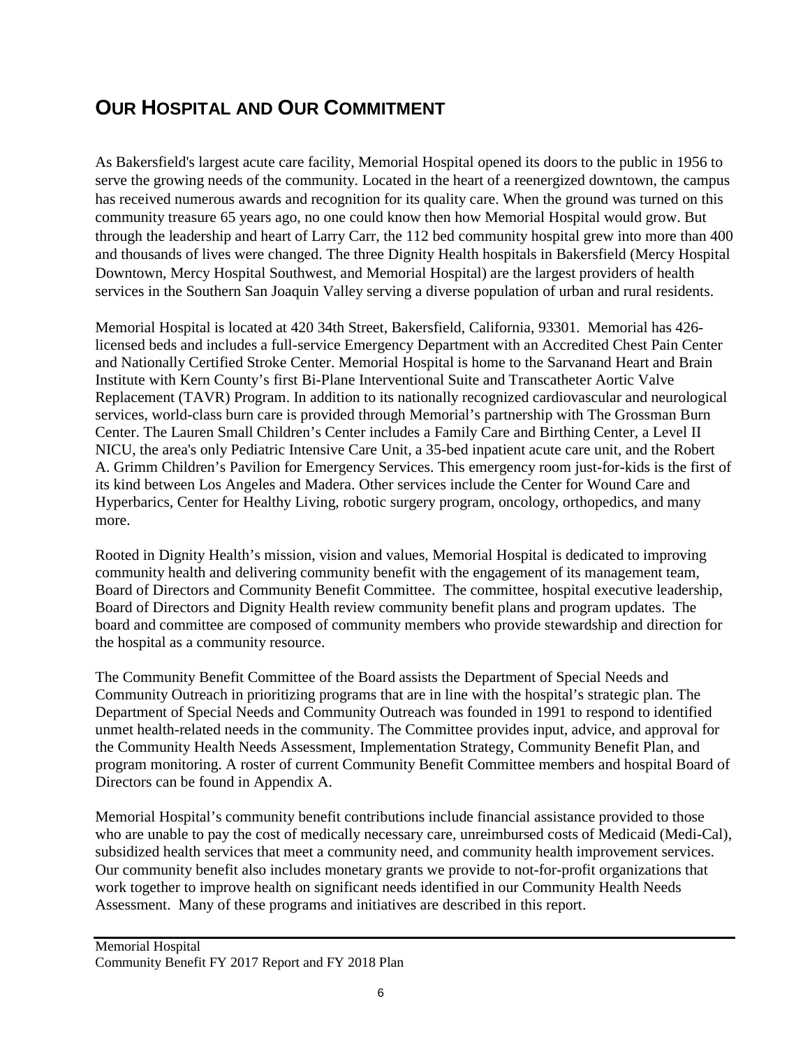# OUR HOSPITAL AND OUR COMMITMENT

As Bakersfield's largest acute care facility, Memorial Hospital opened its doors to the public in 1956 to serve the growing needs of the community. Located in the heart of a reenergized downtown, the campus has received numerous awards and recognition for its quality care. When the ground was turned on this community treasure 65 years ago, no one could know then how Memorial Hospital would grow. But through the leadership and heart of Larry Carr, the 112 bed community hospital grew into more than 400 and thousands of lives were changed. The three Dignity Health hospitals in Bakersfield (Mercy Hospital Downtown, Mercy Hospital Southwest, and Memorial Hospital) are the largest providers of health services in the Southern San Joaquin Valley serving a diverse population of urban and rural residents.

Memorial Hospital is located at 420 34th Street, Bakersfield, California, 93301. Memorial has 426-licensed beds and includes a full-service Emergency Department with an Accredited Chest Pain Center and Nationally Certified Stroke Center. Memorial Hospital is home to the Sarvanand Heart and Brain Institute with Kern County's first Bi-Plane Interventional Suite and Transcatheter Aortic Valve Replacement (TAVR) Program. In addition to its nationally recognized cardiovascular and neurological services, world-class burn care is provided through Memorial's partnership with The Grossman Burn Center. The Lauren Small Children's Center includes a Family Care and Birthing Center, a Level II NICU, the area's only Pediatric Intensive Care Unit, a 35-bed inpatient acute care unit, and the Robert A. Grimm Children's Pavilion for Emergency Services. This emergency room just-for-kids is the first of its kind between Los Angeles and Madera. Other services include the Center for Wound Care and Hyperbarics, Center for Healthy Living, robotic surgery program, oncology, orthopedics, and many more.

Rooted in Dignity Health's mission, vision and values, Memorial Hospital is dedicated to improving community health and delivering community benefit with the engagement of its management team, Board of Directors and Community Benefit Committee. The committee, hospital executive leadership, Board of Directors and Dignity Health review community benefit plans and program updates. The board and committee are composed of community members who provide stewardship and direction for the hospital as a community resource.

The Community Benefit Committee of the Board assists the Department of Special Needs and Community Outreach in prioritizing programs that are in line with the hospital's strategic plan. The Department of Special Needs and Community Outreach was founded in 1991 to respond to identified unmet health-related needs in the community. The Committee provides input, advice, and approval for the Community Health Needs Assessment, Implementation Strategy, Community Benefit Plan, and program monitoring. A roster of current Community Benefit Committee members and hospital Board of Directors can be found in Appendix A.

Memorial Hospital's community benefit contributions include financial assistance provided to those who are unable to pay the cost of medically necessary care, unreimbursed costs of Medicaid (Medi-Cal), subsidized health services that meet a community need, and community health improvement services. Our community benefit also includes monetary grants we provide to not-for-profit organizations that work together to improve health on significant needs identified in our Community Health Needs Assessment. Many of these programs and initiatives are described in this report.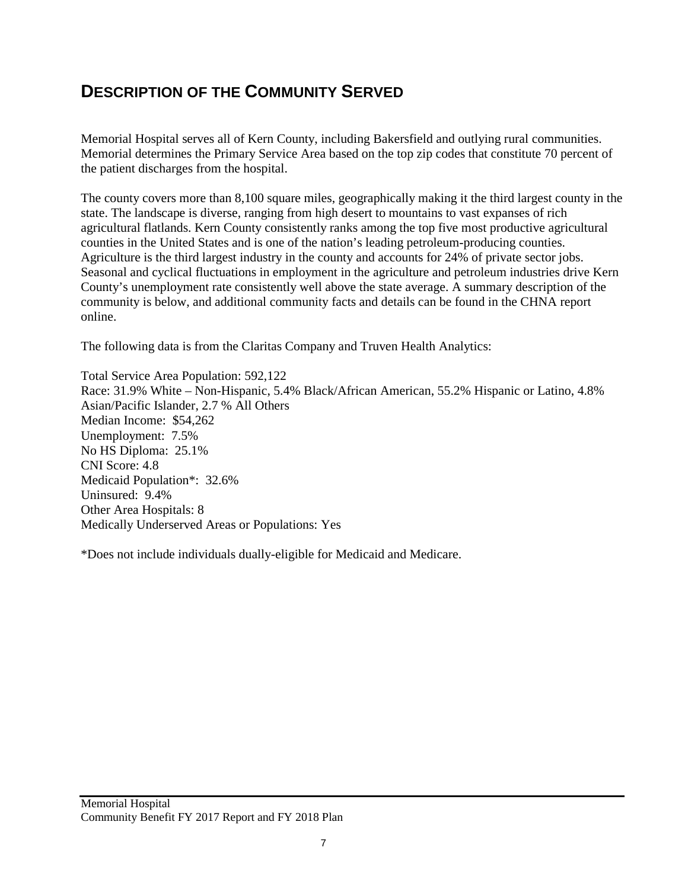## Description of the Community Served

Memorial Hospital serves all of Kern County, including Bakersfield and outlying rural communities. Memorial determines the Primary Service Area based on the top zip codes that constitute 70 percent of the patient discharges from the hospital.

The county covers more than 8,100 square miles, geographically making it the third largest county in the state. The landscape is diverse, ranging from high desert to mountains to vast expanses of rich agricultural flatlands. Kern County consistently ranks among the top five most productive agricultural counties in the United States and is one of the nation's leading petroleum-producing counties. Agriculture is the third largest industry in the county and accounts for 24% of private sector jobs. Seasonal and cyclical fluctuations in employment in the agriculture and petroleum industries drive Kern County's unemployment rate consistently well above the state average. A summary description of the community is below, and additional community facts and details can be found in the CHNA report online.

The following data is from the Claritas Company and Truven Health Analytics:

Total Service Area Population: 592,122
Race: 31.9% White – Non-Hispanic, 5.4% Black/African American, 55.2% Hispanic or Latino, 4.8% Asian/Pacific Islander, 2.7 % All Others
Median Income: $54,262
Unemployment: 7.5%
No HS Diploma: 25.1%
CNI Score: 4.8
Medicaid Population*: 32.6%
Uninsured: 9.4%
Other Area Hospitals: 8
Medically Underserved Areas or Populations: Yes

*Does not include individuals dually-eligible for Medicaid and Medicare.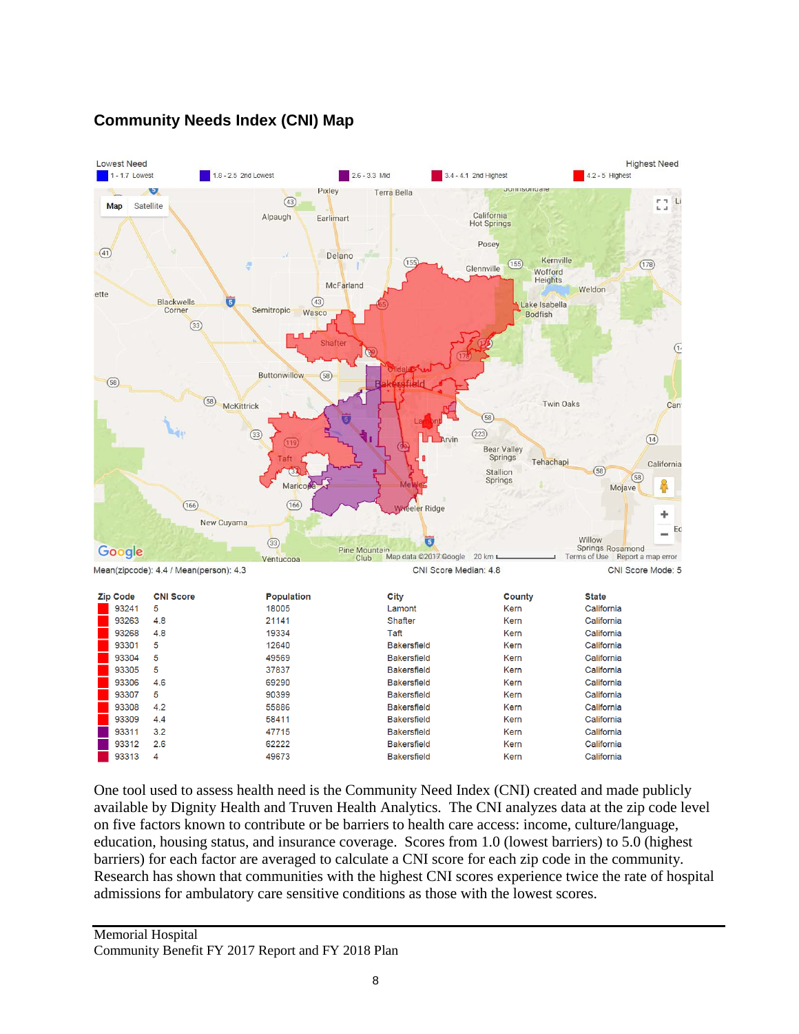## Community Needs Index (CNI) Map

Lowest Need | Highest Need

1 - 1.7 Lowest | 1.8 - 2.5 2nd Lowest | 2.6 - 3.3 Mid | 3.4 - 4.1 2nd Highest | 4.2 - 5 Highest

Mean(zipcode): 4.4 / Mean(person): 4.3 CNI Score Median: 4.8 CNI Score Mode: 5

| Zip Code | CNI Score | Population | City | County | State |
|---|---|---|---|---|---|
| 93241 | 5 | 18005 | Lamont | Kern | California |
| 93263 | 4.8 | 21141 | Shafter | Kern | California |
| 93268 | 4.8 | 19334 | Taft | Kern | California |
| 93301 | 5 | 12640 | Bakersfield | Kern | California |
| 93304 | 5 | 49569 | Bakersfield | Kern | California |
| 93305 | 5 | 37837 | Bakersfield | Kern | California |
| 93306 | 4.6 | 69290 | Bakersfield | Kern | California |
| 93307 | 5 | 90399 | Bakersfield | Kern | California |
| 93308 | 4.2 | 55886 | Bakersfield | Kern | California |
| 93309 | 4.4 | 58411 | Bakersfield | Kern | California |
| 93311 | 3.2 | 47715 | Bakersfield | Kern | California |
| 93312 | 2.6 | 62222 | Bakersfield | Kern | California |
| 93313 | 4 | 49673 | Bakersfield | Kern | California |

One tool used to assess health need is the Community Need Index (CNI) created and made publicly available by Dignity Health and Truven Health Analytics. The CNI analyzes data at the zip code level on five factors known to contribute or be barriers to health care access: income, culture/language, education, housing status, and insurance coverage. Scores from 1.0 (lowest barriers) to 5.0 (highest barriers) for each factor are averaged to calculate a CNI score for each zip code in the community. Research has shown that communities with the highest CNI scores experience twice the rate of hospital admissions for ambulatory care sensitive conditions as those with the lowest scores.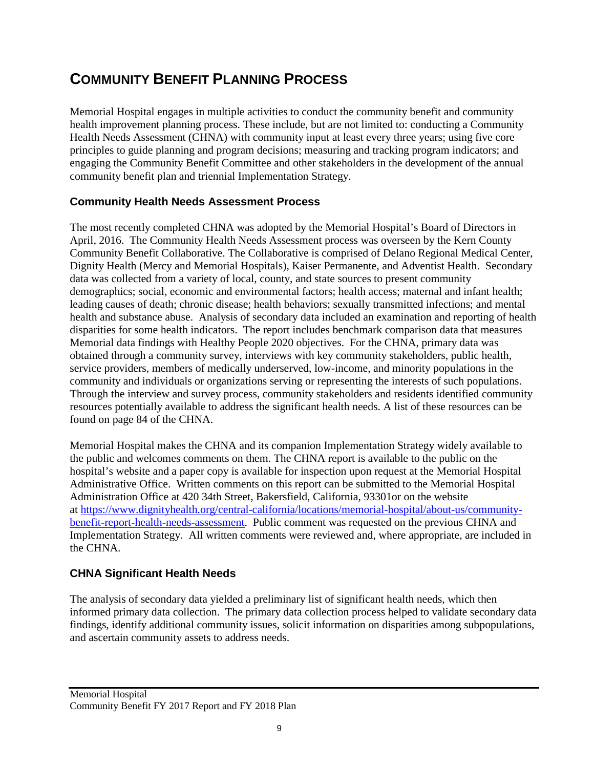# COMMUNITY BENEFIT PLANNING PROCESS

Memorial Hospital engages in multiple activities to conduct the community benefit and community health improvement planning process. These include, but are not limited to: conducting a Community Health Needs Assessment (CHNA) with community input at least every three years; using five core principles to guide planning and program decisions; measuring and tracking program indicators; and engaging the Community Benefit Committee and other stakeholders in the development of the annual community benefit plan and triennial Implementation Strategy.

## Community Health Needs Assessment Process

The most recently completed CHNA was adopted by the Memorial Hospital's Board of Directors in April, 2016. The Community Health Needs Assessment process was overseen by the Kern County Community Benefit Collaborative. The Collaborative is comprised of Delano Regional Medical Center, Dignity Health (Mercy and Memorial Hospitals), Kaiser Permanente, and Adventist Health. Secondary data was collected from a variety of local, county, and state sources to present community demographics; social, economic and environmental factors; health access; maternal and infant health; leading causes of death; chronic disease; health behaviors; sexually transmitted infections; and mental health and substance abuse. Analysis of secondary data included an examination and reporting of health disparities for some health indicators. The report includes benchmark comparison data that measures Memorial data findings with Healthy People 2020 objectives. For the CHNA, primary data was obtained through a community survey, interviews with key community stakeholders, public health, service providers, members of medically underserved, low-income, and minority populations in the community and individuals or organizations serving or representing the interests of such populations. Through the interview and survey process, community stakeholders and residents identified community resources potentially available to address the significant health needs. A list of these resources can be found on page 84 of the CHNA.

Memorial Hospital makes the CHNA and its companion Implementation Strategy widely available to the public and welcomes comments on them. The CHNA report is available to the public on the hospital's website and a paper copy is available for inspection upon request at the Memorial Hospital Administrative Office. Written comments on this report can be submitted to the Memorial Hospital Administration Office at 420 34th Street, Bakersfield, California, 93301or on the website at [https://www.dignityhealth.org/central-california/locations/memorial-hospital/about-us/community-benefit-report-health-needs-assessment](https://www.dignityhealth.org/central-california/locations/memorial-hospital/about-us/community-benefit-report-health-needs-assessment). Public comment was requested on the previous CHNA and Implementation Strategy. All written comments were reviewed and, where appropriate, are included in the CHNA.

## CHNA Significant Health Needs

The analysis of secondary data yielded a preliminary list of significant health needs, which then informed primary data collection. The primary data collection process helped to validate secondary data findings, identify additional community issues, solicit information on disparities among subpopulations, and ascertain community assets to address needs.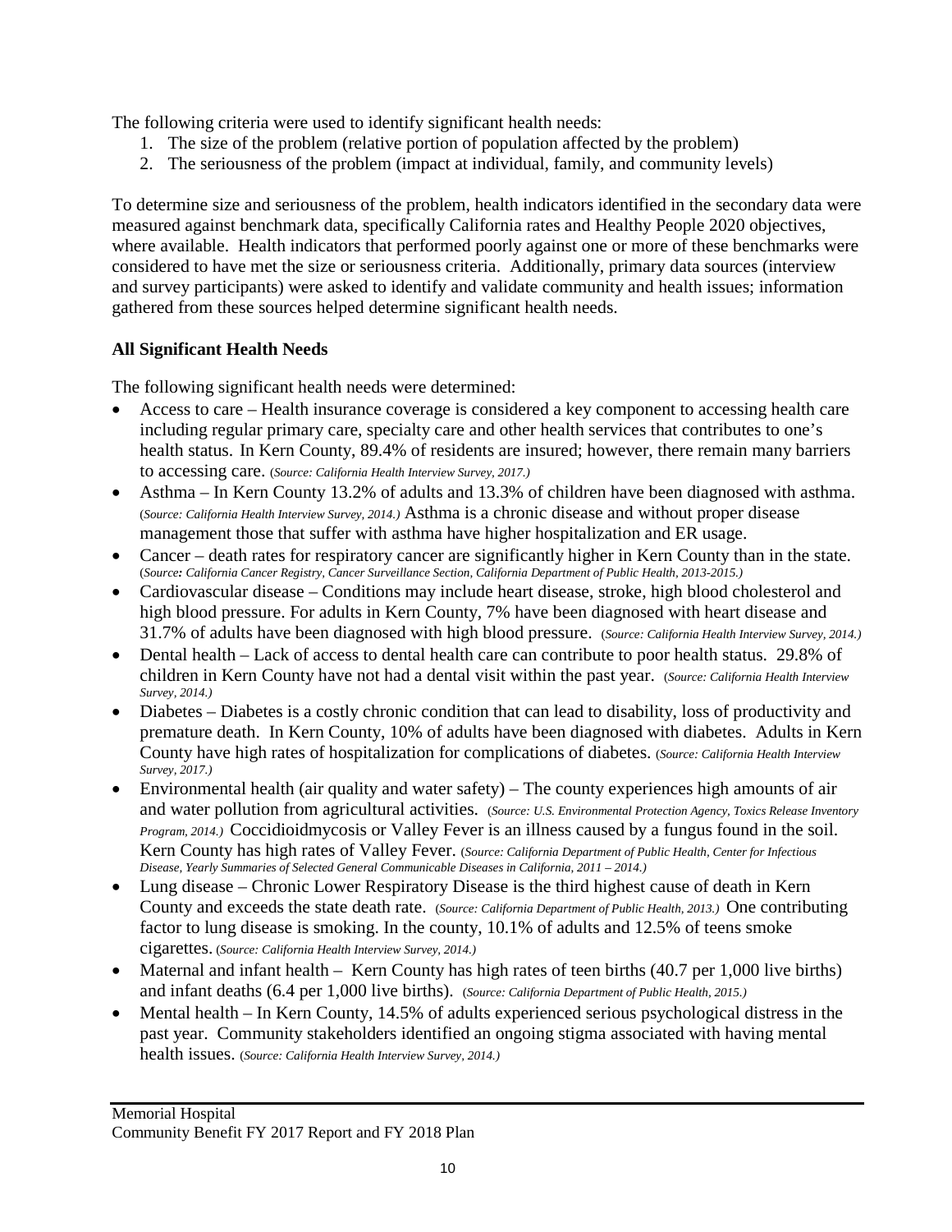The following criteria were used to identify significant health needs:

1. The size of the problem (relative portion of population affected by the problem)
2. The seriousness of the problem (impact at individual, family, and community levels)

To determine size and seriousness of the problem, health indicators identified in the secondary data were measured against benchmark data, specifically California rates and Healthy People 2020 objectives, where available. Health indicators that performed poorly against one or more of these benchmarks were considered to have met the size or seriousness criteria. Additionally, primary data sources (interview and survey participants) were asked to identify and validate community and health issues; information gathered from these sources helped determine significant health needs.

**All Significant Health Needs**

The following significant health needs were determined:

- Access to care – Health insurance coverage is considered a key component to accessing health care including regular primary care, specialty care and other health services that contributes to one's health status. In Kern County, 89.4% of residents are insured; however, there remain many barriers to accessing care. (*Source: California Health Interview Survey, 2017.*)
- Asthma – In Kern County 13.2% of adults and 13.3% of children have been diagnosed with asthma. (*Source: California Health Interview Survey, 2014.*) Asthma is a chronic disease and without proper disease management those that suffer with asthma have higher hospitalization and ER usage.
- Cancer – death rates for respiratory cancer are significantly higher in Kern County than in the state. (*Source: California Cancer Registry, Cancer Surveillance Section, California Department of Public Health, 2013-2015.*)
- Cardiovascular disease – Conditions may include heart disease, stroke, high blood cholesterol and high blood pressure. For adults in Kern County, 7% have been diagnosed with heart disease and 31.7% of adults have been diagnosed with high blood pressure. (*Source: California Health Interview Survey, 2014.*)
- Dental health – Lack of access to dental health care can contribute to poor health status. 29.8% of children in Kern County have not had a dental visit within the past year. (*Source: California Health Interview Survey, 2014.*)
- Diabetes – Diabetes is a costly chronic condition that can lead to disability, loss of productivity and premature death. In Kern County, 10% of adults have been diagnosed with diabetes. Adults in Kern County have high rates of hospitalization for complications of diabetes. (*Source: California Health Interview Survey, 2017.*)
- Environmental health (air quality and water safety) – The county experiences high amounts of air and water pollution from agricultural activities. (*Source: U.S. Environmental Protection Agency, Toxics Release Inventory Program, 2014.*) Coccidioidmycosis or Valley Fever is an illness caused by a fungus found in the soil. Kern County has high rates of Valley Fever. (*Source: California Department of Public Health, Center for Infectious Disease, Yearly Summaries of Selected General Communicable Diseases in California, 2011 – 2014.*)
- Lung disease – Chronic Lower Respiratory Disease is the third highest cause of death in Kern County and exceeds the state death rate. (*Source: California Department of Public Health, 2013.*) One contributing factor to lung disease is smoking. In the county, 10.1% of adults and 12.5% of teens smoke cigarettes. (*Source: California Health Interview Survey, 2014.*)
- Maternal and infant health – Kern County has high rates of teen births (40.7 per 1,000 live births) and infant deaths (6.4 per 1,000 live births). (*Source: California Department of Public Health, 2015.*)
- Mental health – In Kern County, 14.5% of adults experienced serious psychological distress in the past year. Community stakeholders identified an ongoing stigma associated with having mental health issues. (*Source: California Health Interview Survey, 2014.*)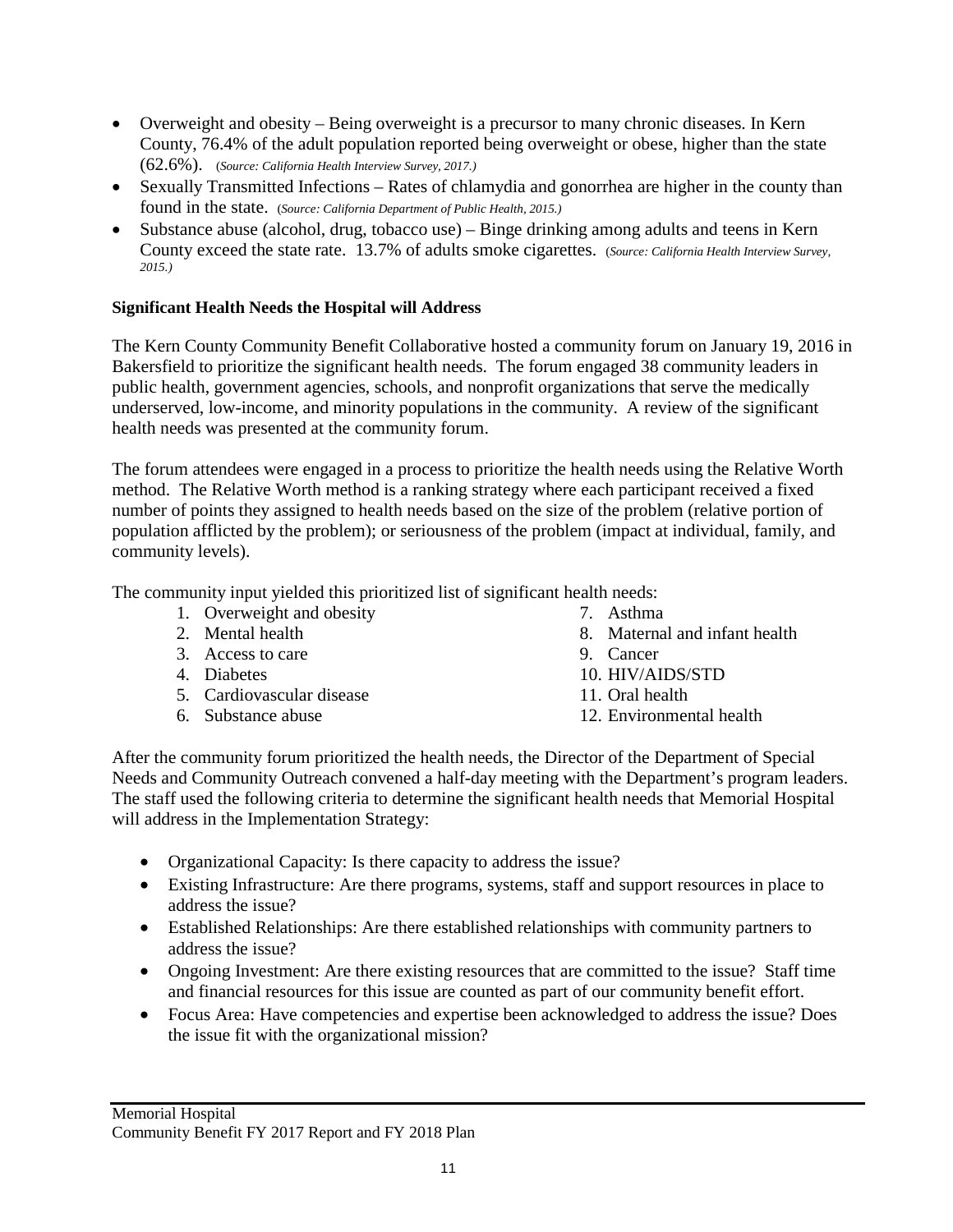- Overweight and obesity – Being overweight is a precursor to many chronic diseases. In Kern County, 76.4% of the adult population reported being overweight or obese, higher than the state (62.6%). (*Source: California Health Interview Survey, 2017.*)
- Sexually Transmitted Infections – Rates of chlamydia and gonorrhea are higher in the county than found in the state. (*Source: California Department of Public Health, 2015.*)
- Substance abuse (alcohol, drug, tobacco use) – Binge drinking among adults and teens in Kern County exceed the state rate. 13.7% of adults smoke cigarettes. (*Source: California Health Interview Survey, 2015.*)

**Significant Health Needs the Hospital will Address**

The Kern County Community Benefit Collaborative hosted a community forum on January 19, 2016 in Bakersfield to prioritize the significant health needs. The forum engaged 38 community leaders in public health, government agencies, schools, and nonprofit organizations that serve the medically underserved, low-income, and minority populations in the community. A review of the significant health needs was presented at the community forum.

The forum attendees were engaged in a process to prioritize the health needs using the Relative Worth method. The Relative Worth method is a ranking strategy where each participant received a fixed number of points they assigned to health needs based on the size of the problem (relative portion of population afflicted by the problem); or seriousness of the problem (impact at individual, family, and community levels).

The community input yielded this prioritized list of significant health needs:

1. Overweight and obesity
2. Mental health
3. Access to care
4. Diabetes
5. Cardiovascular disease
6. Substance abuse
7. Asthma
8. Maternal and infant health
9. Cancer
10. HIV/AIDS/STD
11. Oral health
12. Environmental health

After the community forum prioritized the health needs, the Director of the Department of Special Needs and Community Outreach convened a half-day meeting with the Department's program leaders. The staff used the following criteria to determine the significant health needs that Memorial Hospital will address in the Implementation Strategy:

- Organizational Capacity: Is there capacity to address the issue?
- Existing Infrastructure: Are there programs, systems, staff and support resources in place to address the issue?
- Established Relationships: Are there established relationships with community partners to address the issue?
- Ongoing Investment: Are there existing resources that are committed to the issue? Staff time and financial resources for this issue are counted as part of our community benefit effort.
- Focus Area: Have competencies and expertise been acknowledged to address the issue? Does the issue fit with the organizational mission?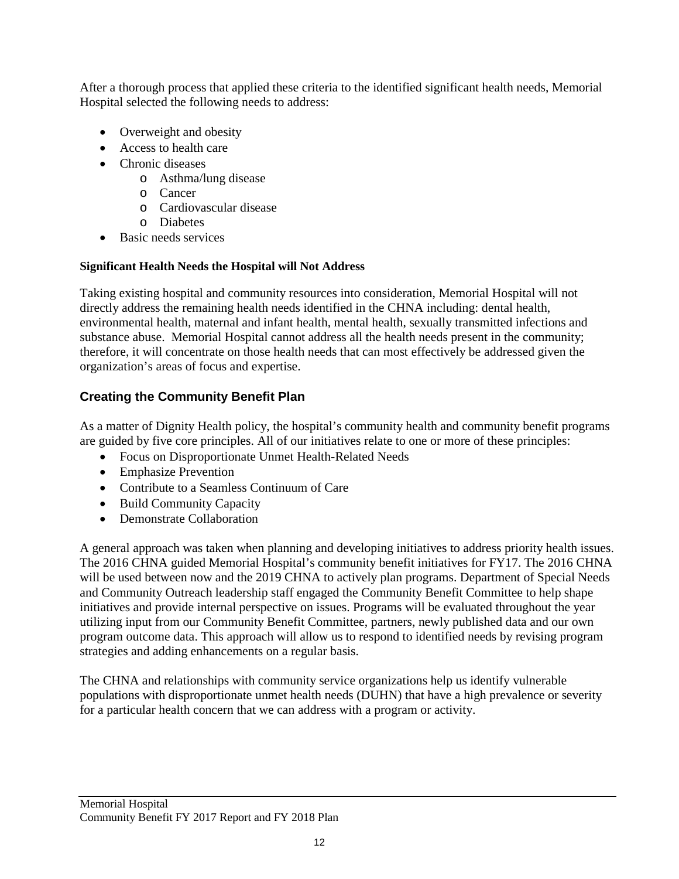After a thorough process that applied these criteria to the identified significant health needs, Memorial Hospital selected the following needs to address:

- Overweight and obesity
- Access to health care
- Chronic diseases
  - Asthma/lung disease
  - Cancer
  - Cardiovascular disease
  - Diabetes
- Basic needs services

**Significant Health Needs the Hospital will Not Address**

Taking existing hospital and community resources into consideration, Memorial Hospital will not directly address the remaining health needs identified in the CHNA including: dental health, environmental health, maternal and infant health, mental health, sexually transmitted infections and substance abuse. Memorial Hospital cannot address all the health needs present in the community; therefore, it will concentrate on those health needs that can most effectively be addressed given the organization's areas of focus and expertise.

## Creating the Community Benefit Plan

As a matter of Dignity Health policy, the hospital's community health and community benefit programs are guided by five core principles. All of our initiatives relate to one or more of these principles:

- Focus on Disproportionate Unmet Health-Related Needs
- Emphasize Prevention
- Contribute to a Seamless Continuum of Care
- Build Community Capacity
- Demonstrate Collaboration

A general approach was taken when planning and developing initiatives to address priority health issues. The 2016 CHNA guided Memorial Hospital's community benefit initiatives for FY17. The 2016 CHNA will be used between now and the 2019 CHNA to actively plan programs. Department of Special Needs and Community Outreach leadership staff engaged the Community Benefit Committee to help shape initiatives and provide internal perspective on issues. Programs will be evaluated throughout the year utilizing input from our Community Benefit Committee, partners, newly published data and our own program outcome data. This approach will allow us to respond to identified needs by revising program strategies and adding enhancements on a regular basis.

The CHNA and relationships with community service organizations help us identify vulnerable populations with disproportionate unmet health needs (DUHN) that have a high prevalence or severity for a particular health concern that we can address with a program or activity.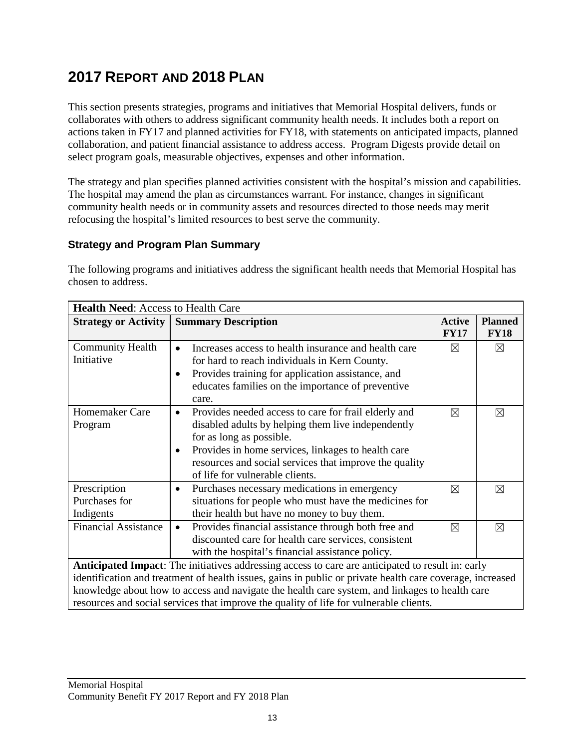# 2017 Report and 2018 Plan

This section presents strategies, programs and initiatives that Memorial Hospital delivers, funds or collaborates with others to address significant community health needs. It includes both a report on actions taken in FY17 and planned activities for FY18, with statements on anticipated impacts, planned collaboration, and patient financial assistance to address access. Program Digests provide detail on select program goals, measurable objectives, expenses and other information.

The strategy and plan specifies planned activities consistent with the hospital's mission and capabilities. The hospital may amend the plan as circumstances warrant. For instance, changes in significant community health needs or in community assets and resources directed to those needs may merit refocusing the hospital's limited resources to best serve the community.

### Strategy and Program Plan Summary

The following programs and initiatives address the significant health needs that Memorial Hospital has chosen to address.

| **Health Need**: Access to Health Care | | | |
|---|---|---|---|
| **Strategy or Activity** | **Summary Description** | **Active FY17** | **Planned FY18** |
| Community Health Initiative | • Increases access to health insurance and health care for hard to reach individuals in Kern County.<br>• Provides training for application assistance, and educates families on the importance of preventive care. | ☒ | ☒ |
| Homemaker Care Program | • Provides needed access to care for frail elderly and disabled adults by helping them live independently for as long as possible.<br>• Provides in home services, linkages to health care resources and social services that improve the quality of life for vulnerable clients. | ☒ | ☒ |
| Prescription Purchases for Indigents | • Purchases necessary medications in emergency situations for people who must have the medicines for their health but have no money to buy them. | ☒ | ☒ |
| Financial Assistance | • Provides financial assistance through both free and discounted care for health care services, consistent with the hospital's financial assistance policy. | ☒ | ☒ |
| **Anticipated Impact**: The initiatives addressing access to care are anticipated to result in: early identification and treatment of health issues, gains in public or private health care coverage, increased knowledge about how to access and navigate the health care system, and linkages to health care resources and social services that improve the quality of life for vulnerable clients. | | | |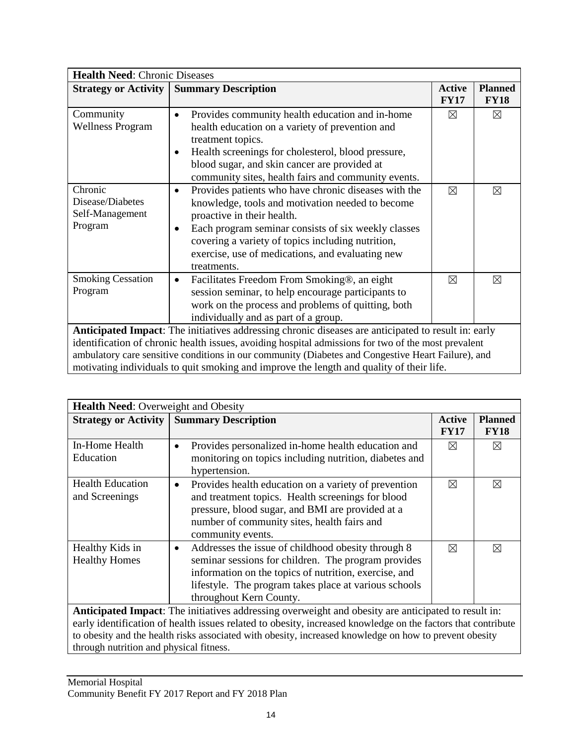| **Health Need**: Chronic Diseases | | | |
|---|---|---|---|
| **Strategy or Activity** | **Summary Description** | **Active FY17** | **Planned FY18** |
| Community Wellness Program | • Provides community health education and in-home health education on a variety of prevention and treatment topics.<br>• Health screenings for cholesterol, blood pressure, blood sugar, and skin cancer are provided at community sites, health fairs and community events. | ☒ | ☒ |
| Chronic Disease/Diabetes Self-Management Program | • Provides patients who have chronic diseases with the knowledge, tools and motivation needed to become proactive in their health.<br>• Each program seminar consists of six weekly classes covering a variety of topics including nutrition, exercise, use of medications, and evaluating new treatments. | ☒ | ☒ |
| Smoking Cessation Program | • Facilitates Freedom From Smoking®, an eight session seminar, to help encourage participants to work on the process and problems of quitting, both individually and as part of a group. | ☒ | ☒ |
| **Anticipated Impact**: The initiatives addressing chronic diseases are anticipated to result in: early identification of chronic health issues, avoiding hospital admissions for two of the most prevalent ambulatory care sensitive conditions in our community (Diabetes and Congestive Heart Failure), and motivating individuals to quit smoking and improve the length and quality of their life. | | | |

| **Health Need**: Overweight and Obesity | | | |
|---|---|---|---|
| **Strategy or Activity** | **Summary Description** | **Active FY17** | **Planned FY18** |
| In-Home Health Education | • Provides personalized in-home health education and monitoring on topics including nutrition, diabetes and hypertension. | ☒ | ☒ |
| Health Education and Screenings | • Provides health education on a variety of prevention and treatment topics. Health screenings for blood pressure, blood sugar, and BMI are provided at a number of community sites, health fairs and community events. | ☒ | ☒ |
| Healthy Kids in Healthy Homes | • Addresses the issue of childhood obesity through 8 seminar sessions for children. The program provides information on the topics of nutrition, exercise, and lifestyle. The program takes place at various schools throughout Kern County. | ☒ | ☒ |
| **Anticipated Impact**: The initiatives addressing overweight and obesity are anticipated to result in: early identification of health issues related to obesity, increased knowledge on the factors that contribute to obesity and the health risks associated with obesity, increased knowledge on how to prevent obesity through nutrition and physical fitness. | | | |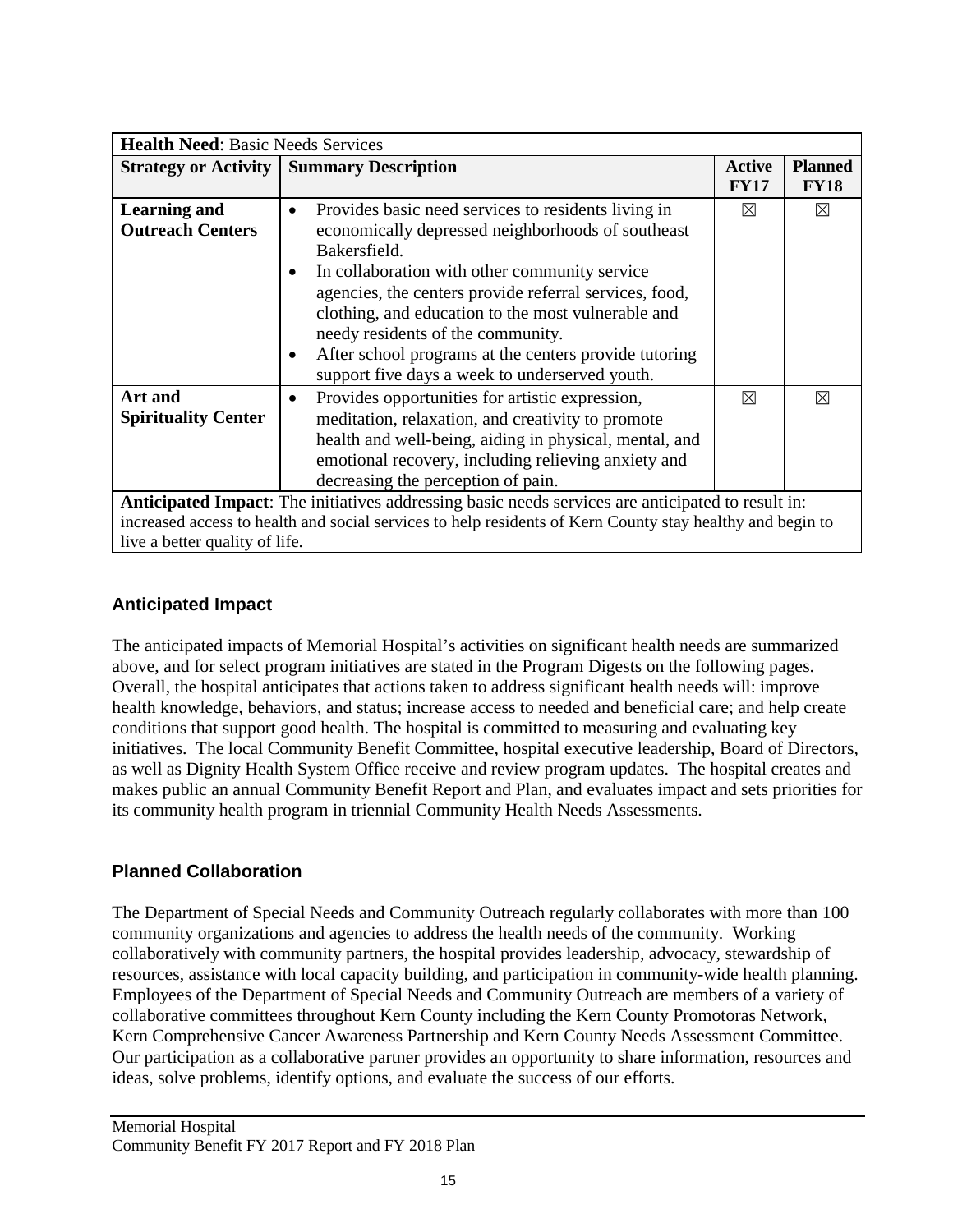| **Health Need**: Basic Needs Services | | | |
|---|---|---|---|
| **Strategy or Activity** | **Summary Description** | **Active FY17** | **Planned FY18** |
| **Learning and Outreach Centers** | • Provides basic need services to residents living in economically depressed neighborhoods of southeast Bakersfield.<br>• In collaboration with other community service agencies, the centers provide referral services, food, clothing, and education to the most vulnerable and needy residents of the community.<br>• After school programs at the centers provide tutoring support five days a week to underserved youth. | ☒ | ☒ |
| **Art and Spirituality Center** | • Provides opportunities for artistic expression, meditation, relaxation, and creativity to promote health and well-being, aiding in physical, mental, and emotional recovery, including relieving anxiety and decreasing the perception of pain. | ☒ | ☒ |
| **Anticipated Impact**: The initiatives addressing basic needs services are anticipated to result in: increased access to health and social services to help residents of Kern County stay healthy and begin to live a better quality of life. | | | |

## Anticipated Impact

The anticipated impacts of Memorial Hospital's activities on significant health needs are summarized above, and for select program initiatives are stated in the Program Digests on the following pages. Overall, the hospital anticipates that actions taken to address significant health needs will: improve health knowledge, behaviors, and status; increase access to needed and beneficial care; and help create conditions that support good health. The hospital is committed to measuring and evaluating key initiatives. The local Community Benefit Committee, hospital executive leadership, Board of Directors, as well as Dignity Health System Office receive and review program updates. The hospital creates and makes public an annual Community Benefit Report and Plan, and evaluates impact and sets priorities for its community health program in triennial Community Health Needs Assessments.

## Planned Collaboration

The Department of Special Needs and Community Outreach regularly collaborates with more than 100 community organizations and agencies to address the health needs of the community. Working collaboratively with community partners, the hospital provides leadership, advocacy, stewardship of resources, assistance with local capacity building, and participation in community-wide health planning. Employees of the Department of Special Needs and Community Outreach are members of a variety of collaborative committees throughout Kern County including the Kern County Promotoras Network, Kern Comprehensive Cancer Awareness Partnership and Kern County Needs Assessment Committee. Our participation as a collaborative partner provides an opportunity to share information, resources and ideas, solve problems, identify options, and evaluate the success of our efforts.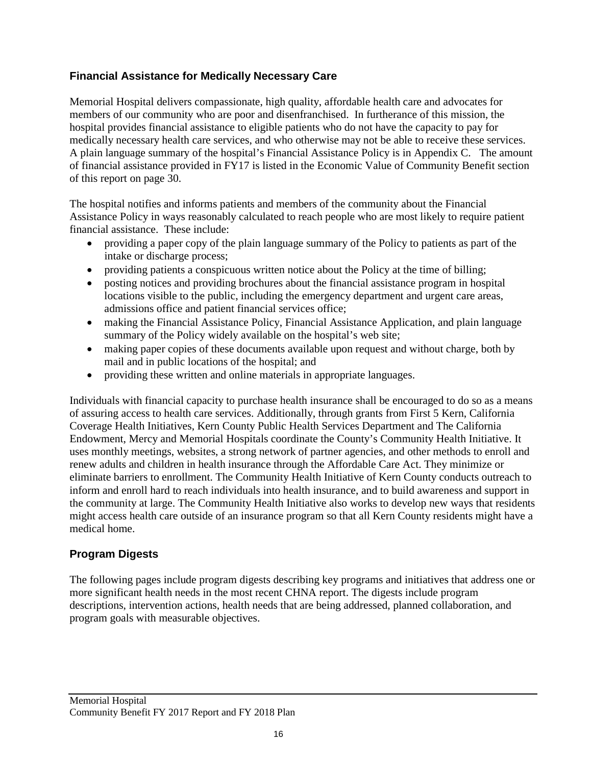## Financial Assistance for Medically Necessary Care

Memorial Hospital delivers compassionate, high quality, affordable health care and advocates for members of our community who are poor and disenfranchised. In furtherance of this mission, the hospital provides financial assistance to eligible patients who do not have the capacity to pay for medically necessary health care services, and who otherwise may not be able to receive these services. A plain language summary of the hospital's Financial Assistance Policy is in Appendix C. The amount of financial assistance provided in FY17 is listed in the Economic Value of Community Benefit section of this report on page 30.

The hospital notifies and informs patients and members of the community about the Financial Assistance Policy in ways reasonably calculated to reach people who are most likely to require patient financial assistance. These include:

- providing a paper copy of the plain language summary of the Policy to patients as part of the intake or discharge process;
- providing patients a conspicuous written notice about the Policy at the time of billing;
- posting notices and providing brochures about the financial assistance program in hospital locations visible to the public, including the emergency department and urgent care areas, admissions office and patient financial services office;
- making the Financial Assistance Policy, Financial Assistance Application, and plain language summary of the Policy widely available on the hospital's web site;
- making paper copies of these documents available upon request and without charge, both by mail and in public locations of the hospital; and
- providing these written and online materials in appropriate languages.

Individuals with financial capacity to purchase health insurance shall be encouraged to do so as a means of assuring access to health care services. Additionally, through grants from First 5 Kern, California Coverage Health Initiatives, Kern County Public Health Services Department and The California Endowment, Mercy and Memorial Hospitals coordinate the County's Community Health Initiative. It uses monthly meetings, websites, a strong network of partner agencies, and other methods to enroll and renew adults and children in health insurance through the Affordable Care Act. They minimize or eliminate barriers to enrollment. The Community Health Initiative of Kern County conducts outreach to inform and enroll hard to reach individuals into health insurance, and to build awareness and support in the community at large. The Community Health Initiative also works to develop new ways that residents might access health care outside of an insurance program so that all Kern County residents might have a medical home.

## Program Digests

The following pages include program digests describing key programs and initiatives that address one or more significant health needs in the most recent CHNA report. The digests include program descriptions, intervention actions, health needs that are being addressed, planned collaboration, and program goals with measurable objectives.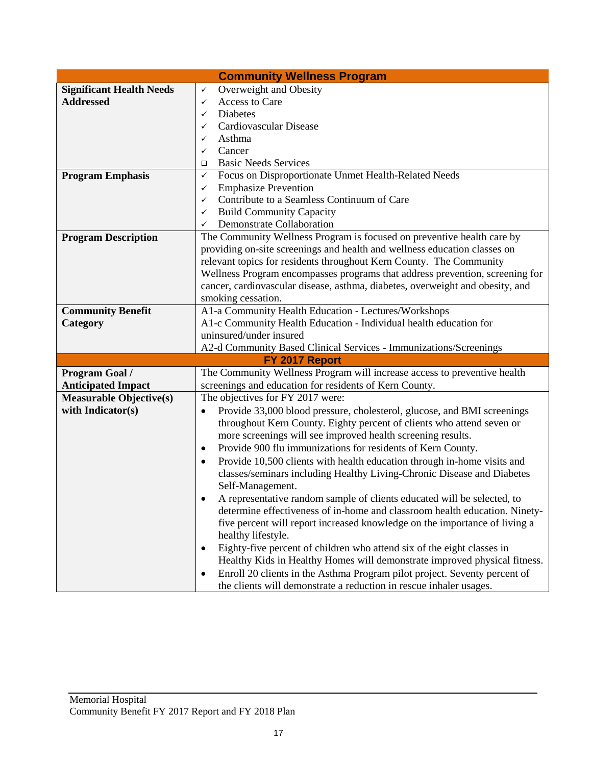| Community Wellness Program | |
|---|---|
| **Significant Health Needs Addressed** | ✓ Overweight and Obesity<br>✓ Access to Care<br>✓ Diabetes<br>✓ Cardiovascular Disease<br>✓ Asthma<br>✓ Cancer<br>❑ Basic Needs Services |
| **Program Emphasis** | ✓ Focus on Disproportionate Unmet Health-Related Needs<br>✓ Emphasize Prevention<br>✓ Contribute to a Seamless Continuum of Care<br>✓ Build Community Capacity<br>✓ Demonstrate Collaboration |
| **Program Description** | The Community Wellness Program is focused on preventive health care by providing on-site screenings and health and wellness education classes on relevant topics for residents throughout Kern County. The Community Wellness Program encompasses programs that address prevention, screening for cancer, cardiovascular disease, asthma, diabetes, overweight and obesity, and smoking cessation. |
| **Community Benefit Category** | A1-a Community Health Education - Lectures/Workshops<br>A1-c Community Health Education - Individual health education for uninsured/under insured<br>A2-d Community Based Clinical Services - Immunizations/Screenings |
| **FY 2017 Report** | |
| **Program Goal / Anticipated Impact** | The Community Wellness Program will increase access to preventive health screenings and education for residents of Kern County. |
| **Measurable Objective(s) with Indicator(s)** | The objectives for FY 2017 were:<br>• Provide 33,000 blood pressure, cholesterol, glucose, and BMI screenings throughout Kern County. Eighty percent of clients who attend seven or more screenings will see improved health screening results.<br>• Provide 900 flu immunizations for residents of Kern County.<br>• Provide 10,500 clients with health education through in-home visits and classes/seminars including Healthy Living-Chronic Disease and Diabetes Self-Management.<br>• A representative random sample of clients educated will be selected, to determine effectiveness of in-home and classroom health education. Ninety-five percent will report increased knowledge on the importance of living a healthy lifestyle.<br>• Eighty-five percent of children who attend six of the eight classes in Healthy Kids in Healthy Homes will demonstrate improved physical fitness.<br>• Enroll 20 clients in the Asthma Program pilot project. Seventy percent of the clients will demonstrate a reduction in rescue inhaler usages. |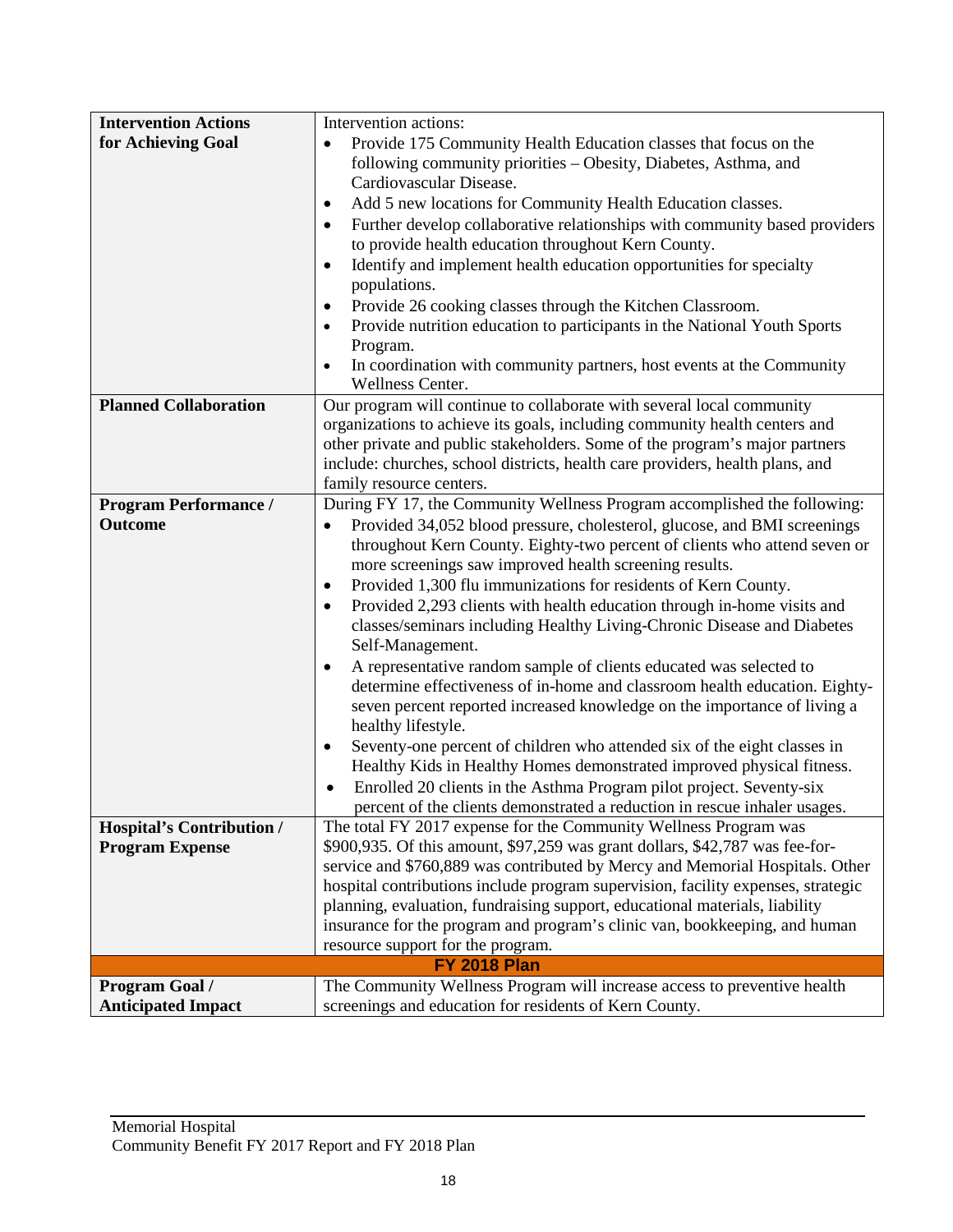| | |
|---|---|
| **Intervention Actions for Achieving Goal** | Intervention actions:<br>• Provide 175 Community Health Education classes that focus on the following community priorities – Obesity, Diabetes, Asthma, and Cardiovascular Disease.<br>• Add 5 new locations for Community Health Education classes.<br>• Further develop collaborative relationships with community based providers to provide health education throughout Kern County.<br>• Identify and implement health education opportunities for specialty populations.<br>• Provide 26 cooking classes through the Kitchen Classroom.<br>• Provide nutrition education to participants in the National Youth Sports Program.<br>• In coordination with community partners, host events at the Community Wellness Center. |
| **Planned Collaboration** | Our program will continue to collaborate with several local community organizations to achieve its goals, including community health centers and other private and public stakeholders. Some of the program's major partners include: churches, school districts, health care providers, health plans, and family resource centers. |
| **Program Performance / Outcome** | During FY 17, the Community Wellness Program accomplished the following:<br>• Provided 34,052 blood pressure, cholesterol, glucose, and BMI screenings throughout Kern County. Eighty-two percent of clients who attend seven or more screenings saw improved health screening results.<br>• Provided 1,300 flu immunizations for residents of Kern County.<br>• Provided 2,293 clients with health education through in-home visits and classes/seminars including Healthy Living-Chronic Disease and Diabetes Self-Management.<br>• A representative random sample of clients educated was selected to determine effectiveness of in-home and classroom health education. Eighty-seven percent reported increased knowledge on the importance of living a healthy lifestyle.<br>• Seventy-one percent of children who attended six of the eight classes in Healthy Kids in Healthy Homes demonstrated improved physical fitness.<br>• Enrolled 20 clients in the Asthma Program pilot project. Seventy-six percent of the clients demonstrated a reduction in rescue inhaler usages. |
| **Hospital's Contribution / Program Expense** | The total FY 2017 expense for the Community Wellness Program was \$900,935. Of this amount, \$97,259 was grant dollars, \$42,787 was fee-for-service and \$760,889 was contributed by Mercy and Memorial Hospitals. Other hospital contributions include program supervision, facility expenses, strategic planning, evaluation, fundraising support, educational materials, liability insurance for the program and program's clinic van, bookkeeping, and human resource support for the program. |
| **FY 2018 Plan** | |
| **Program Goal / Anticipated Impact** | The Community Wellness Program will increase access to preventive health screenings and education for residents of Kern County. |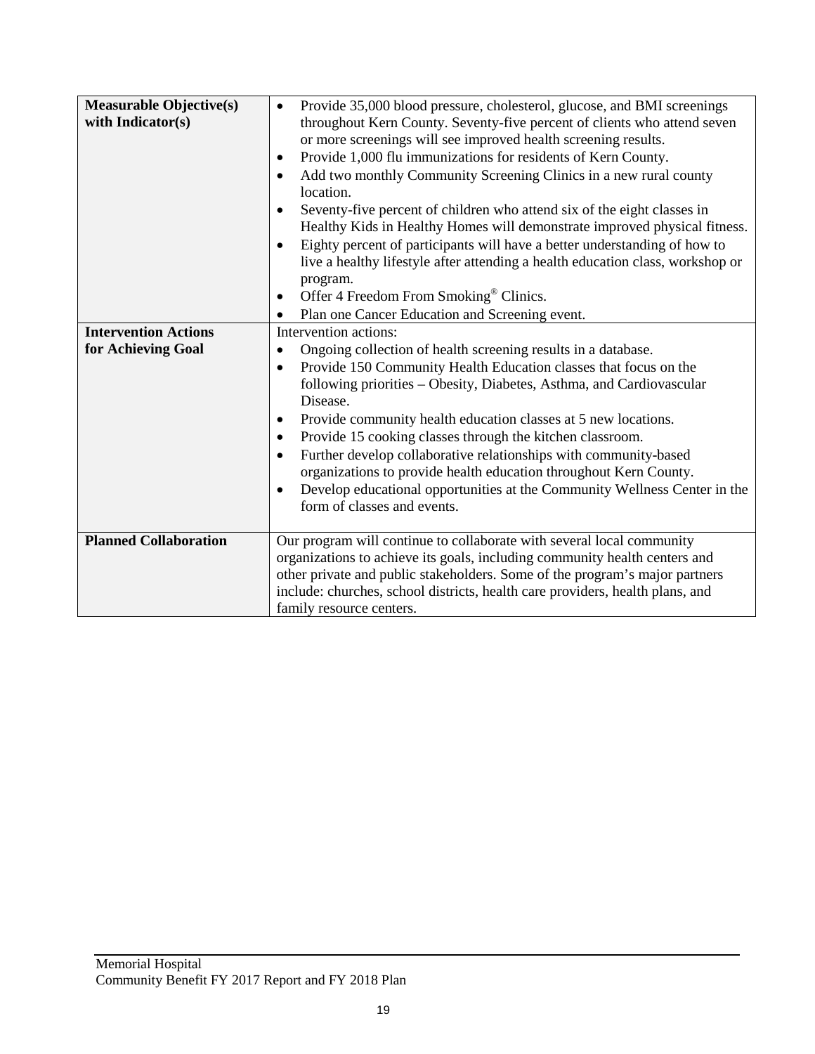| **Measurable Objective(s) with Indicator(s)** | • Provide 35,000 blood pressure, cholesterol, glucose, and BMI screenings throughout Kern County. Seventy-five percent of clients who attend seven or more screenings will see improved health screening results.<br>• Provide 1,000 flu immunizations for residents of Kern County.<br>• Add two monthly Community Screening Clinics in a new rural county location.<br>• Seventy-five percent of children who attend six of the eight classes in Healthy Kids in Healthy Homes will demonstrate improved physical fitness.<br>• Eighty percent of participants will have a better understanding of how to live a healthy lifestyle after attending a health education class, workshop or program.<br>• Offer 4 Freedom From Smoking® Clinics.<br>• Plan one Cancer Education and Screening event. |
|---|---|
| **Intervention Actions for Achieving Goal** | Intervention actions:<br>• Ongoing collection of health screening results in a database.<br>• Provide 150 Community Health Education classes that focus on the following priorities – Obesity, Diabetes, Asthma, and Cardiovascular Disease.<br>• Provide community health education classes at 5 new locations.<br>• Provide 15 cooking classes through the kitchen classroom.<br>• Further develop collaborative relationships with community-based organizations to provide health education throughout Kern County.<br>• Develop educational opportunities at the Community Wellness Center in the form of classes and events. |
| **Planned Collaboration** | Our program will continue to collaborate with several local community organizations to achieve its goals, including community health centers and other private and public stakeholders. Some of the program's major partners include: churches, school districts, health care providers, health plans, and family resource centers. |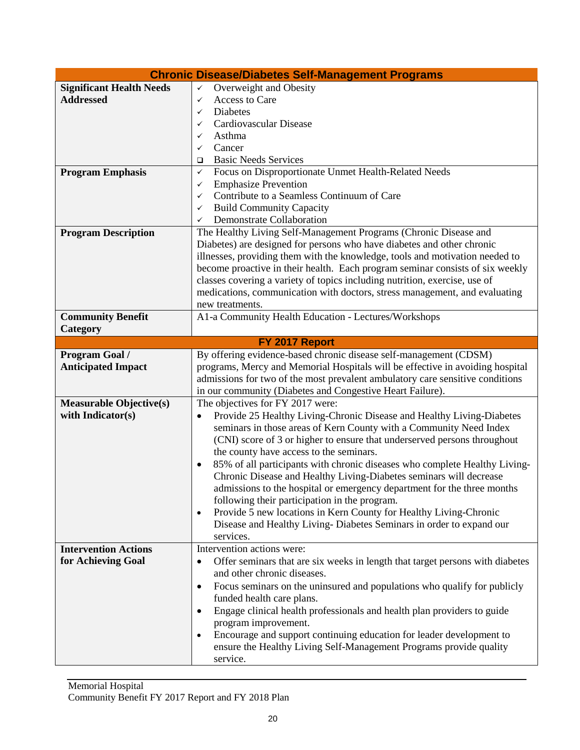| Chronic Disease/Diabetes Self-Management Programs | |
|---|---|
| **Significant Health Needs Addressed** | ✓ Overweight and Obesity<br>✓ Access to Care<br>✓ Diabetes<br>✓ Cardiovascular Disease<br>✓ Asthma<br>✓ Cancer<br>❑ Basic Needs Services |
| **Program Emphasis** | ✓ Focus on Disproportionate Unmet Health-Related Needs<br>✓ Emphasize Prevention<br>✓ Contribute to a Seamless Continuum of Care<br>✓ Build Community Capacity<br>✓ Demonstrate Collaboration |
| **Program Description** | The Healthy Living Self-Management Programs (Chronic Disease and Diabetes) are designed for persons who have diabetes and other chronic illnesses, providing them with the knowledge, tools and motivation needed to become proactive in their health. Each program seminar consists of six weekly classes covering a variety of topics including nutrition, exercise, use of medications, communication with doctors, stress management, and evaluating new treatments. |
| **Community Benefit Category** | A1-a Community Health Education - Lectures/Workshops |
| **FY 2017 Report** | |
| **Program Goal / Anticipated Impact** | By offering evidence-based chronic disease self-management (CDSM) programs, Mercy and Memorial Hospitals will be effective in avoiding hospital admissions for two of the most prevalent ambulatory care sensitive conditions in our community (Diabetes and Congestive Heart Failure). |
| **Measurable Objective(s) with Indicator(s)** | The objectives for FY 2017 were:<br>• Provide 25 Healthy Living-Chronic Disease and Healthy Living-Diabetes seminars in those areas of Kern County with a Community Need Index (CNI) score of 3 or higher to ensure that underserved persons throughout the county have access to the seminars.<br>• 85% of all participants with chronic diseases who complete Healthy Living-Chronic Disease and Healthy Living-Diabetes seminars will decrease admissions to the hospital or emergency department for the three months following their participation in the program.<br>• Provide 5 new locations in Kern County for Healthy Living-Chronic Disease and Healthy Living- Diabetes Seminars in order to expand our services. |
| **Intervention Actions for Achieving Goal** | Intervention actions were:<br>• Offer seminars that are six weeks in length that target persons with diabetes and other chronic diseases.<br>• Focus seminars on the uninsured and populations who qualify for publicly funded health care plans.<br>• Engage clinical health professionals and health plan providers to guide program improvement.<br>• Encourage and support continuing education for leader development to ensure the Healthy Living Self-Management Programs provide quality service. |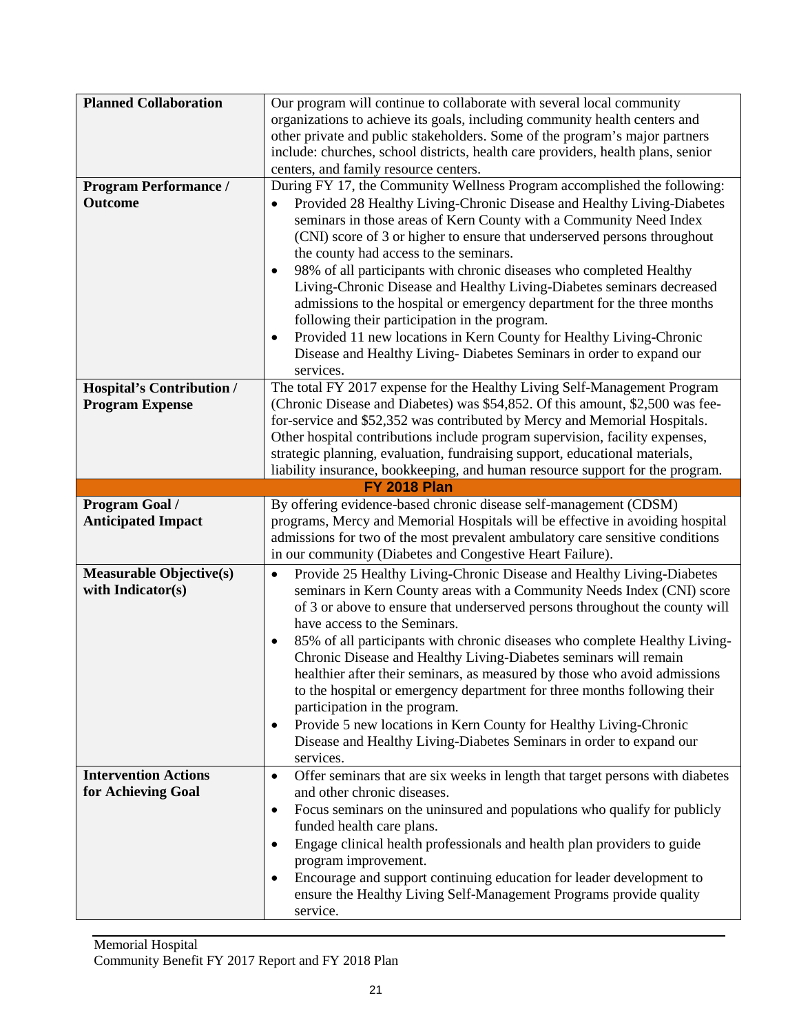| | |
|---|---|
| **Planned Collaboration** | Our program will continue to collaborate with several local community organizations to achieve its goals, including community health centers and other private and public stakeholders. Some of the program's major partners include: churches, school districts, health care providers, health plans, senior centers, and family resource centers. |
| **Program Performance / Outcome** | During FY 17, the Community Wellness Program accomplished the following:<br>• Provided 28 Healthy Living-Chronic Disease and Healthy Living-Diabetes seminars in those areas of Kern County with a Community Need Index (CNI) score of 3 or higher to ensure that underserved persons throughout the county had access to the seminars.<br>• 98% of all participants with chronic diseases who completed Healthy Living-Chronic Disease and Healthy Living-Diabetes seminars decreased admissions to the hospital or emergency department for the three months following their participation in the program.<br>• Provided 11 new locations in Kern County for Healthy Living-Chronic Disease and Healthy Living- Diabetes Seminars in order to expand our services. |
| **Hospital's Contribution / Program Expense** | The total FY 2017 expense for the Healthy Living Self-Management Program (Chronic Disease and Diabetes) was $54,852. Of this amount, $2,500 was fee-for-service and $52,352 was contributed by Mercy and Memorial Hospitals. Other hospital contributions include program supervision, facility expenses, strategic planning, evaluation, fundraising support, educational materials, liability insurance, bookkeeping, and human resource support for the program. |
| **FY 2018 Plan** | |
| **Program Goal / Anticipated Impact** | By offering evidence-based chronic disease self-management (CDSM) programs, Mercy and Memorial Hospitals will be effective in avoiding hospital admissions for two of the most prevalent ambulatory care sensitive conditions in our community (Diabetes and Congestive Heart Failure). |
| **Measurable Objective(s) with Indicator(s)** | • Provide 25 Healthy Living-Chronic Disease and Healthy Living-Diabetes seminars in Kern County areas with a Community Needs Index (CNI) score of 3 or above to ensure that underserved persons throughout the county will have access to the Seminars.<br>• 85% of all participants with chronic diseases who complete Healthy Living-Chronic Disease and Healthy Living-Diabetes seminars will remain healthier after their seminars, as measured by those who avoid admissions to the hospital or emergency department for three months following their participation in the program.<br>• Provide 5 new locations in Kern County for Healthy Living-Chronic Disease and Healthy Living-Diabetes Seminars in order to expand our services. |
| **Intervention Actions for Achieving Goal** | • Offer seminars that are six weeks in length that target persons with diabetes and other chronic diseases.<br>• Focus seminars on the uninsured and populations who qualify for publicly funded health care plans.<br>• Engage clinical health professionals and health plan providers to guide program improvement.<br>• Encourage and support continuing education for leader development to ensure the Healthy Living Self-Management Programs provide quality service. |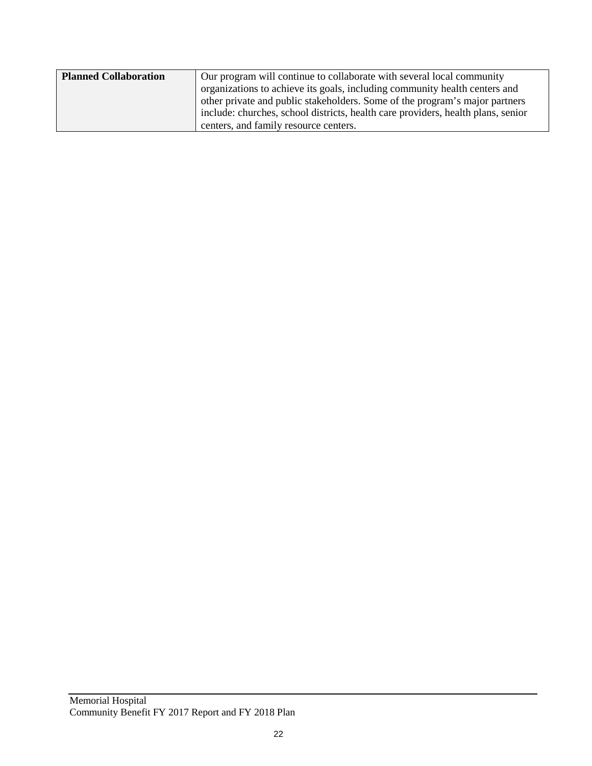| | |
|---|---|
| **Planned Collaboration** | Our program will continue to collaborate with several local community organizations to achieve its goals, including community health centers and other private and public stakeholders. Some of the program's major partners include: churches, school districts, health care providers, health plans, senior centers, and family resource centers. |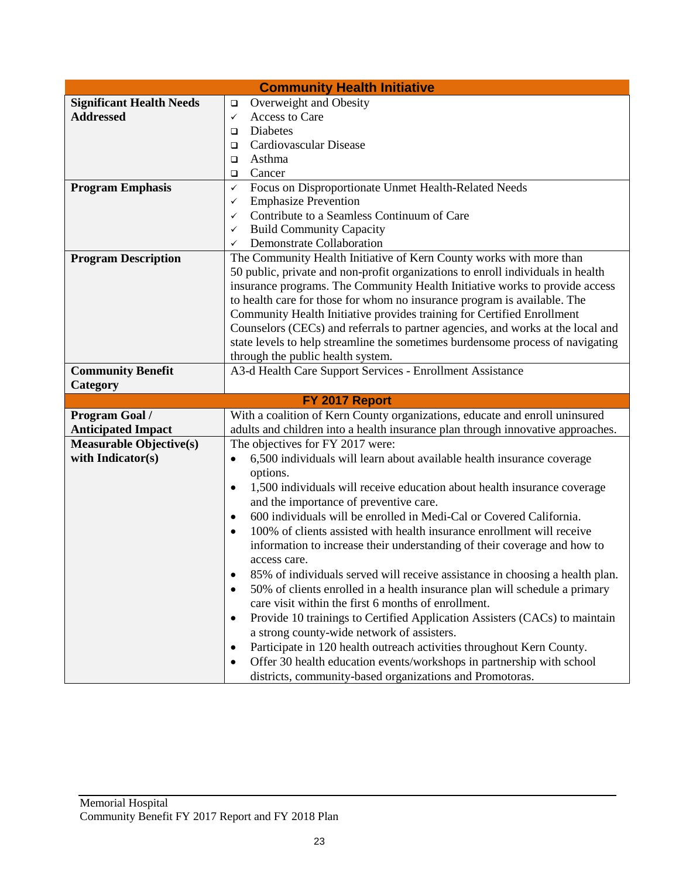| Community Health Initiative | |
|---|---|
| **Significant Health Needs Addressed** | ❑ Overweight and Obesity<br>✓ Access to Care<br>❑ Diabetes<br>❑ Cardiovascular Disease<br>❑ Asthma<br>❑ Cancer |
| **Program Emphasis** | ✓ Focus on Disproportionate Unmet Health-Related Needs<br>✓ Emphasize Prevention<br>✓ Contribute to a Seamless Continuum of Care<br>✓ Build Community Capacity<br>✓ Demonstrate Collaboration |
| **Program Description** | The Community Health Initiative of Kern County works with more than 50 public, private and non-profit organizations to enroll individuals in health insurance programs. The Community Health Initiative works to provide access to health care for those for whom no insurance program is available. The Community Health Initiative provides training for Certified Enrollment Counselors (CECs) and referrals to partner agencies, and works at the local and state levels to help streamline the sometimes burdensome process of navigating through the public health system. |
| **Community Benefit Category** | A3-d Health Care Support Services - Enrollment Assistance |
| **FY 2017 Report** | |
| **Program Goal / Anticipated Impact** | With a coalition of Kern County organizations, educate and enroll uninsured adults and children into a health insurance plan through innovative approaches. |
| **Measurable Objective(s) with Indicator(s)** | The objectives for FY 2017 were:<br>• 6,500 individuals will learn about available health insurance coverage options.<br>• 1,500 individuals will receive education about health insurance coverage and the importance of preventive care.<br>• 600 individuals will be enrolled in Medi-Cal or Covered California.<br>• 100% of clients assisted with health insurance enrollment will receive information to increase their understanding of their coverage and how to access care.<br>• 85% of individuals served will receive assistance in choosing a health plan.<br>• 50% of clients enrolled in a health insurance plan will schedule a primary care visit within the first 6 months of enrollment.<br>• Provide 10 trainings to Certified Application Assisters (CACs) to maintain a strong county-wide network of assisters.<br>• Participate in 120 health outreach activities throughout Kern County.<br>• Offer 30 health education events/workshops in partnership with school districts, community-based organizations and Promotoras. |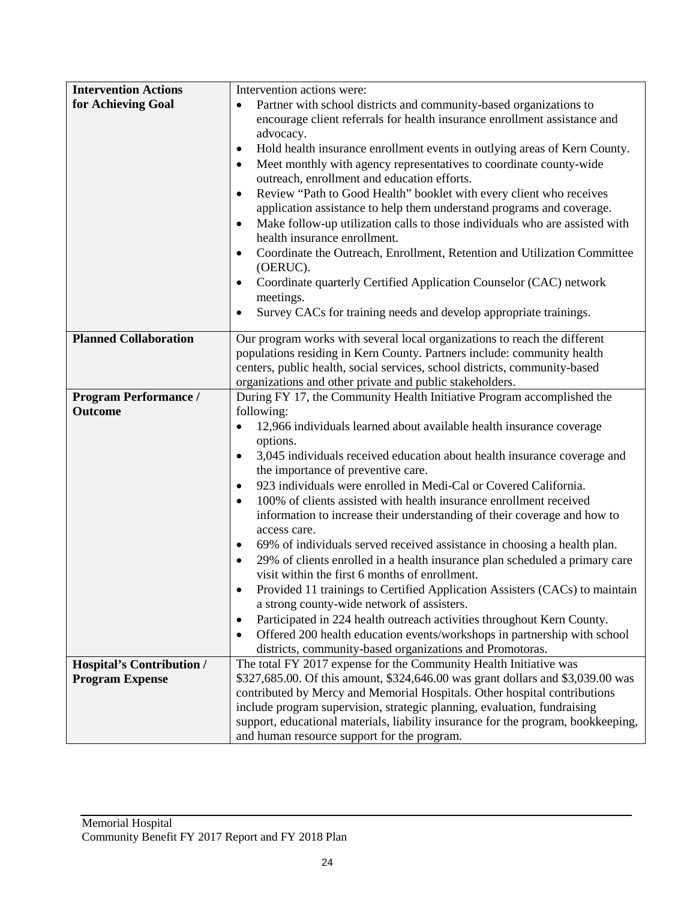| | |
|---|---|
| **Intervention Actions for Achieving Goal** | Intervention actions were:<br>• Partner with school districts and community-based organizations to encourage client referrals for health insurance enrollment assistance and advocacy.<br>• Hold health insurance enrollment events in outlying areas of Kern County.<br>• Meet monthly with agency representatives to coordinate county-wide outreach, enrollment and education efforts.<br>• Review "Path to Good Health" booklet with every client who receives application assistance to help them understand programs and coverage.<br>• Make follow-up utilization calls to those individuals who are assisted with health insurance enrollment.<br>• Coordinate the Outreach, Enrollment, Retention and Utilization Committee (OERUC).<br>• Coordinate quarterly Certified Application Counselor (CAC) network meetings.<br>• Survey CACs for training needs and develop appropriate trainings. |
| **Planned Collaboration** | Our program works with several local organizations to reach the different populations residing in Kern County. Partners include: community health centers, public health, social services, school districts, community-based organizations and other private and public stakeholders. |
| **Program Performance / Outcome** | During FY 17, the Community Health Initiative Program accomplished the following:<br>• 12,966 individuals learned about available health insurance coverage options.<br>• 3,045 individuals received education about health insurance coverage and the importance of preventive care.<br>• 923 individuals were enrolled in Medi-Cal or Covered California.<br>• 100% of clients assisted with health insurance enrollment received information to increase their understanding of their coverage and how to access care.<br>• 69% of individuals served received assistance in choosing a health plan.<br>• 29% of clients enrolled in a health insurance plan scheduled a primary care visit within the first 6 months of enrollment.<br>• Provided 11 trainings to Certified Application Assisters (CACs) to maintain a strong county-wide network of assisters.<br>• Participated in 224 health outreach activities throughout Kern County.<br>• Offered 200 health education events/workshops in partnership with school districts, community-based organizations and Promotoras. |
| **Hospital's Contribution / Program Expense** | The total FY 2017 expense for the Community Health Initiative was $327,685.00. Of this amount, $324,646.00 was grant dollars and $3,039.00 was contributed by Mercy and Memorial Hospitals. Other hospital contributions include program supervision, strategic planning, evaluation, fundraising support, educational materials, liability insurance for the program, bookkeeping, and human resource support for the program. |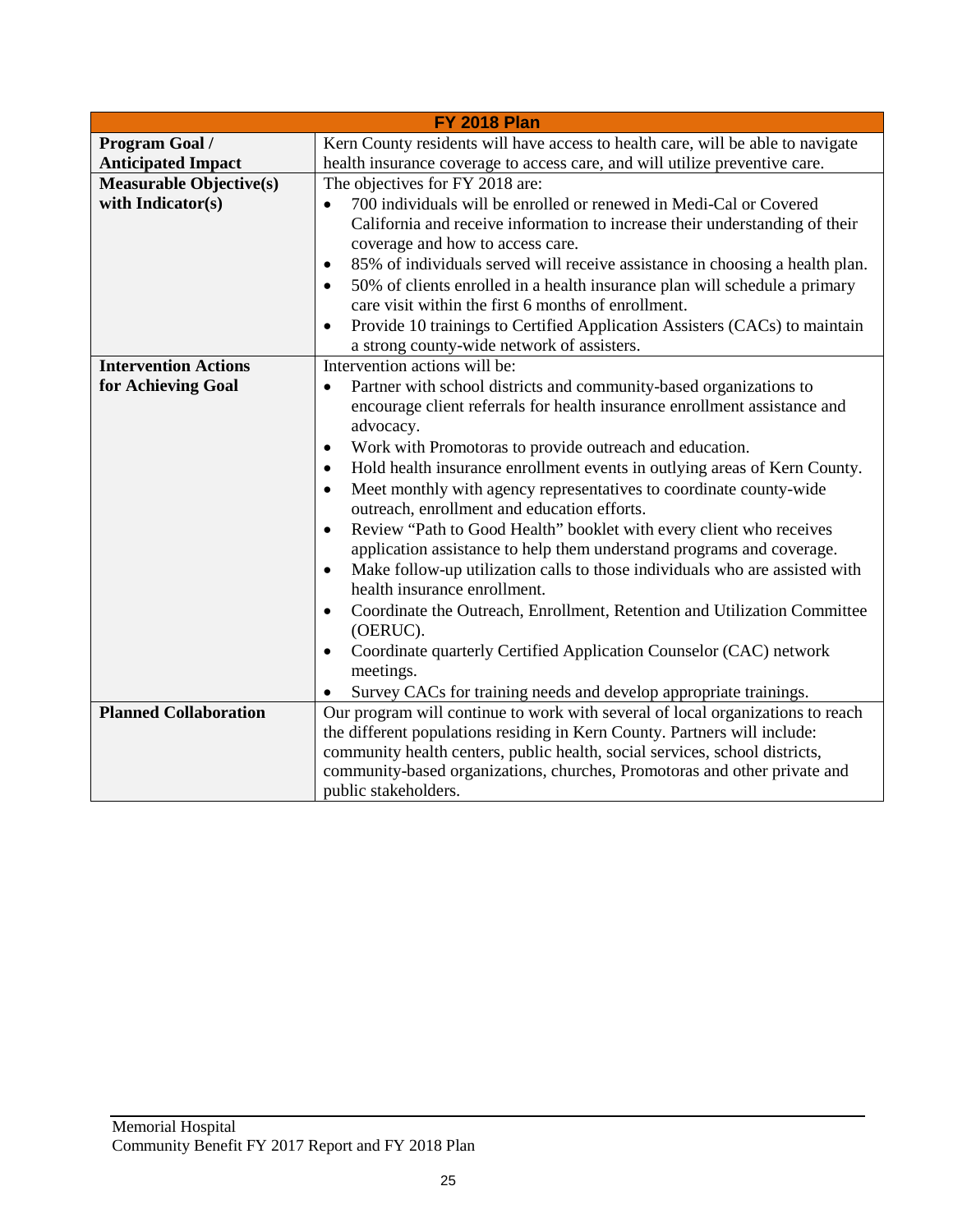| FY 2018 Plan | |
|---|---|
| **Program Goal / Anticipated Impact** | Kern County residents will have access to health care, will be able to navigate health insurance coverage to access care, and will utilize preventive care. |
| **Measurable Objective(s) with Indicator(s)** | The objectives for FY 2018 are:<br>• 700 individuals will be enrolled or renewed in Medi-Cal or Covered California and receive information to increase their understanding of their coverage and how to access care.<br>• 85% of individuals served will receive assistance in choosing a health plan.<br>• 50% of clients enrolled in a health insurance plan will schedule a primary care visit within the first 6 months of enrollment.<br>• Provide 10 trainings to Certified Application Assisters (CACs) to maintain a strong county-wide network of assisters. |
| **Intervention Actions for Achieving Goal** | Intervention actions will be:<br>• Partner with school districts and community-based organizations to encourage client referrals for health insurance enrollment assistance and advocacy.<br>• Work with Promotoras to provide outreach and education.<br>• Hold health insurance enrollment events in outlying areas of Kern County.<br>• Meet monthly with agency representatives to coordinate county-wide outreach, enrollment and education efforts.<br>• Review "Path to Good Health" booklet with every client who receives application assistance to help them understand programs and coverage.<br>• Make follow-up utilization calls to those individuals who are assisted with health insurance enrollment.<br>• Coordinate the Outreach, Enrollment, Retention and Utilization Committee (OERUC).<br>• Coordinate quarterly Certified Application Counselor (CAC) network meetings.<br>• Survey CACs for training needs and develop appropriate trainings. |
| **Planned Collaboration** | Our program will continue to work with several of local organizations to reach the different populations residing in Kern County. Partners will include: community health centers, public health, social services, school districts, community-based organizations, churches, Promotoras and other private and public stakeholders. |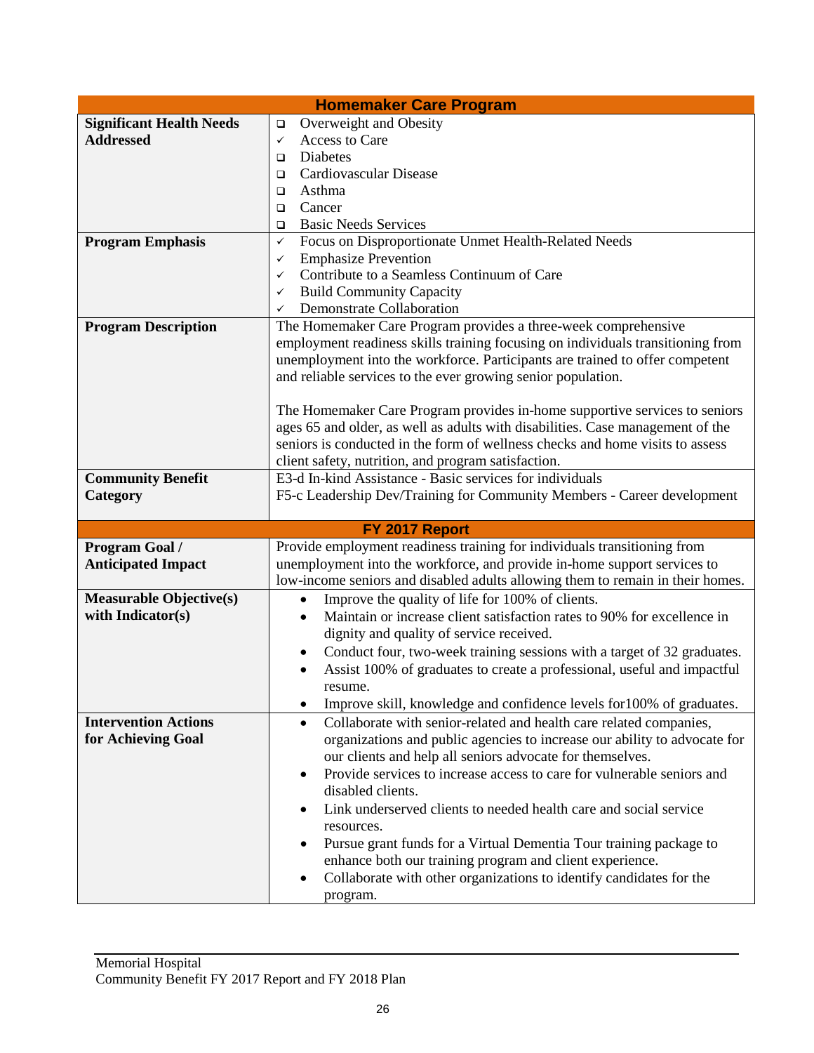| Homemaker Care Program | |
|---|---|
| **Significant Health Needs Addressed** | ❑ Overweight and Obesity<br>✓ Access to Care<br>❑ Diabetes<br>❑ Cardiovascular Disease<br>❑ Asthma<br>❑ Cancer<br>❑ Basic Needs Services |
| **Program Emphasis** | ✓ Focus on Disproportionate Unmet Health-Related Needs<br>✓ Emphasize Prevention<br>✓ Contribute to a Seamless Continuum of Care<br>✓ Build Community Capacity<br>✓ Demonstrate Collaboration |
| **Program Description** | The Homemaker Care Program provides a three-week comprehensive employment readiness skills training focusing on individuals transitioning from unemployment into the workforce. Participants are trained to offer competent and reliable services to the ever growing senior population.<br><br>The Homemaker Care Program provides in-home supportive services to seniors ages 65 and older, as well as adults with disabilities. Case management of the seniors is conducted in the form of wellness checks and home visits to assess client safety, nutrition, and program satisfaction. |
| **Community Benefit Category** | E3-d In-kind Assistance - Basic services for individuals<br>F5-c Leadership Dev/Training for Community Members - Career development |
| **FY 2017 Report** | |
| **Program Goal / Anticipated Impact** | Provide employment readiness training for individuals transitioning from unemployment into the workforce, and provide in-home support services to low-income seniors and disabled adults allowing them to remain in their homes. |
| **Measurable Objective(s) with Indicator(s)** | • Improve the quality of life for 100% of clients.<br>• Maintain or increase client satisfaction rates to 90% for excellence in dignity and quality of service received.<br>• Conduct four, two-week training sessions with a target of 32 graduates.<br>• Assist 100% of graduates to create a professional, useful and impactful resume.<br>• Improve skill, knowledge and confidence levels for100% of graduates. |
| **Intervention Actions for Achieving Goal** | • Collaborate with senior-related and health care related companies, organizations and public agencies to increase our ability to advocate for our clients and help all seniors advocate for themselves.<br>• Provide services to increase access to care for vulnerable seniors and disabled clients.<br>• Link underserved clients to needed health care and social service resources.<br>• Pursue grant funds for a Virtual Dementia Tour training package to enhance both our training program and client experience.<br>• Collaborate with other organizations to identify candidates for the program. |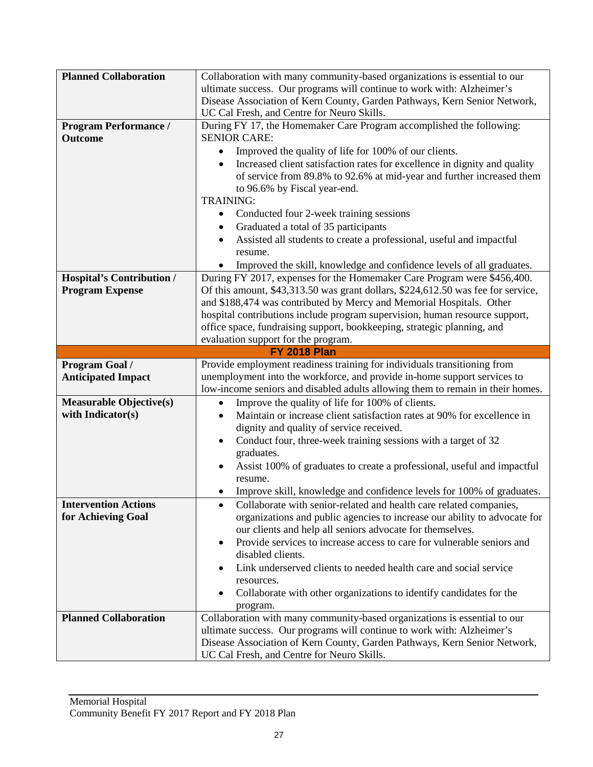| | |
|---|---|
| **Planned Collaboration** | Collaboration with many community-based organizations is essential to our ultimate success. Our programs will continue to work with: Alzheimer's Disease Association of Kern County, Garden Pathways, Kern Senior Network, UC Cal Fresh, and Centre for Neuro Skills. |
| **Program Performance / Outcome** | During FY 17, the Homemaker Care Program accomplished the following:<br>SENIOR CARE:<br>• Improved the quality of life for 100% of our clients.<br>• Increased client satisfaction rates for excellence in dignity and quality of service from 89.8% to 92.6% at mid-year and further increased them to 96.6% by Fiscal year-end.<br>TRAINING:<br>• Conducted four 2-week training sessions<br>• Graduated a total of 35 participants<br>• Assisted all students to create a professional, useful and impactful resume.<br>• Improved the skill, knowledge and confidence levels of all graduates. |
| **Hospital's Contribution / Program Expense** | During FY 2017, expenses for the Homemaker Care Program were $456,400. Of this amount, $43,313.50 was grant dollars, $224,612.50 was fee for service, and $188,474 was contributed by Mercy and Memorial Hospitals. Other hospital contributions include program supervision, human resource support, office space, fundraising support, bookkeeping, strategic planning, and evaluation support for the program. |
| **FY 2018 Plan** | |
| **Program Goal / Anticipated Impact** | Provide employment readiness training for individuals transitioning from unemployment into the workforce, and provide in-home support services to low-income seniors and disabled adults allowing them to remain in their homes. |
| **Measurable Objective(s) with Indicator(s)** | • Improve the quality of life for 100% of clients.<br>• Maintain or increase client satisfaction rates at 90% for excellence in dignity and quality of service received.<br>• Conduct four, three-week training sessions with a target of 32 graduates.<br>• Assist 100% of graduates to create a professional, useful and impactful resume.<br>• Improve skill, knowledge and confidence levels for 100% of graduates. |
| **Intervention Actions for Achieving Goal** | • Collaborate with senior-related and health care related companies, organizations and public agencies to increase our ability to advocate for our clients and help all seniors advocate for themselves.<br>• Provide services to increase access to care for vulnerable seniors and disabled clients.<br>• Link underserved clients to needed health care and social service resources.<br>• Collaborate with other organizations to identify candidates for the program. |
| **Planned Collaboration** | Collaboration with many community-based organizations is essential to our ultimate success. Our programs will continue to work with: Alzheimer's Disease Association of Kern County, Garden Pathways, Kern Senior Network, UC Cal Fresh, and Centre for Neuro Skills. |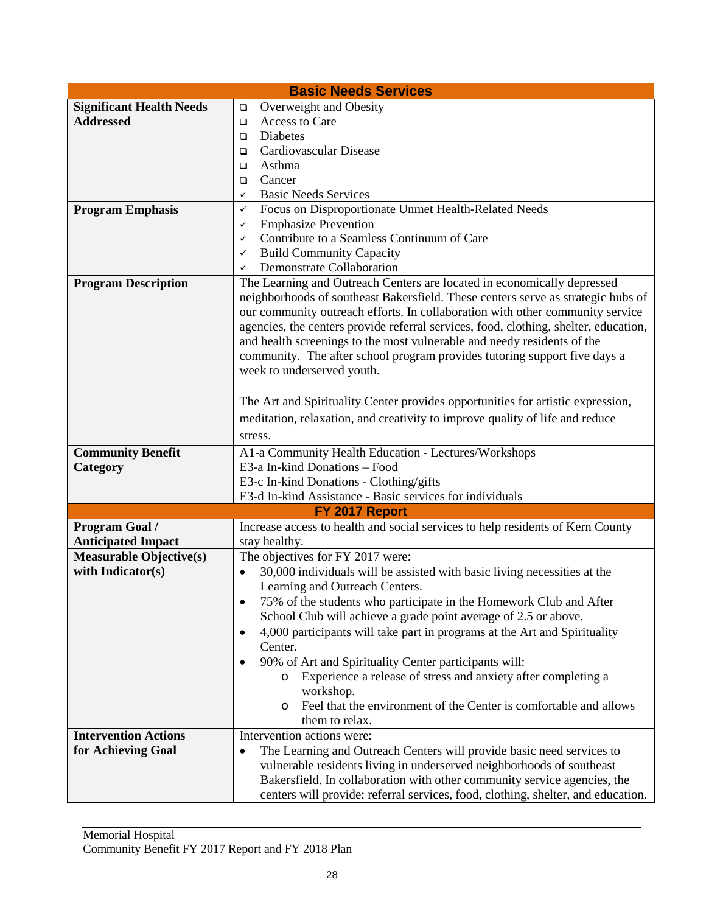| Basic Needs Services | |
|---|---|
| **Significant Health Needs Addressed** | ❑ Overweight and Obesity<br>❑ Access to Care<br>❑ Diabetes<br>❑ Cardiovascular Disease<br>❑ Asthma<br>❑ Cancer<br>✓ Basic Needs Services |
| **Program Emphasis** | ✓ Focus on Disproportionate Unmet Health-Related Needs<br>✓ Emphasize Prevention<br>✓ Contribute to a Seamless Continuum of Care<br>✓ Build Community Capacity<br>✓ Demonstrate Collaboration |
| **Program Description** | The Learning and Outreach Centers are located in economically depressed neighborhoods of southeast Bakersfield. These centers serve as strategic hubs of our community outreach efforts. In collaboration with other community service agencies, the centers provide referral services, food, clothing, shelter, education, and health screenings to the most vulnerable and needy residents of the community. The after school program provides tutoring support five days a week to underserved youth.<br><br>The Art and Spirituality Center provides opportunities for artistic expression, meditation, relaxation, and creativity to improve quality of life and reduce stress. |
| **Community Benefit Category** | A1-a Community Health Education - Lectures/Workshops<br>E3-a In-kind Donations – Food<br>E3-c In-kind Donations - Clothing/gifts<br>E3-d In-kind Assistance - Basic services for individuals |
| **FY 2017 Report** | |
| **Program Goal / Anticipated Impact** | Increase access to health and social services to help residents of Kern County stay healthy. |
| **Measurable Objective(s) with Indicator(s)** | The objectives for FY 2017 were:<br>• 30,000 individuals will be assisted with basic living necessities at the Learning and Outreach Centers.<br>• 75% of the students who participate in the Homework Club and After School Club will achieve a grade point average of 2.5 or above.<br>• 4,000 participants will take part in programs at the Art and Spirituality Center.<br>• 90% of Art and Spirituality Center participants will:<br>&nbsp;&nbsp;&nbsp;&nbsp;o Experience a release of stress and anxiety after completing a workshop.<br>&nbsp;&nbsp;&nbsp;&nbsp;o Feel that the environment of the Center is comfortable and allows them to relax. |
| **Intervention Actions for Achieving Goal** | Intervention actions were:<br>• The Learning and Outreach Centers will provide basic need services to vulnerable residents living in underserved neighborhoods of southeast Bakersfield. In collaboration with other community service agencies, the centers will provide: referral services, food, clothing, shelter, and education. |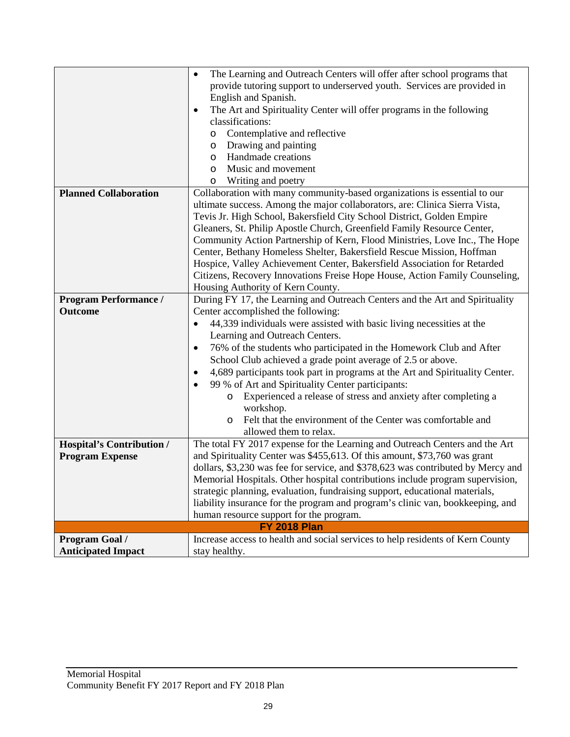| | |
|---|---|
| | • The Learning and Outreach Centers will offer after school programs that provide tutoring support to underserved youth. Services are provided in English and Spanish.<br>• The Art and Spirituality Center will offer programs in the following classifications:<br>  o Contemplative and reflective<br>  o Drawing and painting<br>  o Handmade creations<br>  o Music and movement<br>  o Writing and poetry |
| **Planned Collaboration** | Collaboration with many community-based organizations is essential to our ultimate success. Among the major collaborators, are: Clinica Sierra Vista, Tevis Jr. High School, Bakersfield City School District, Golden Empire Gleaners, St. Philip Apostle Church, Greenfield Family Resource Center, Community Action Partnership of Kern, Flood Ministries, Love Inc., The Hope Center, Bethany Homeless Shelter, Bakersfield Rescue Mission, Hoffman Hospice, Valley Achievement Center, Bakersfield Association for Retarded Citizens, Recovery Innovations Freise Hope House, Action Family Counseling, Housing Authority of Kern County. |
| **Program Performance / Outcome** | During FY 17, the Learning and Outreach Centers and the Art and Spirituality Center accomplished the following:<br>• 44,339 individuals were assisted with basic living necessities at the Learning and Outreach Centers.<br>• 76% of the students who participated in the Homework Club and After School Club achieved a grade point average of 2.5 or above.<br>• 4,689 participants took part in programs at the Art and Spirituality Center.<br>• 99 % of Art and Spirituality Center participants:<br>  o Experienced a release of stress and anxiety after completing a workshop.<br>  o Felt that the environment of the Center was comfortable and allowed them to relax. |
| **Hospital's Contribution / Program Expense** | The total FY 2017 expense for the Learning and Outreach Centers and the Art and Spirituality Center was $455,613. Of this amount, $73,760 was grant dollars, $3,230 was fee for service, and $378,623 was contributed by Mercy and Memorial Hospitals. Other hospital contributions include program supervision, strategic planning, evaluation, fundraising support, educational materials, liability insurance for the program and program's clinic van, bookkeeping, and human resource support for the program. |
| **FY 2018 Plan** | |
| **Program Goal / Anticipated Impact** | Increase access to health and social services to help residents of Kern County stay healthy. |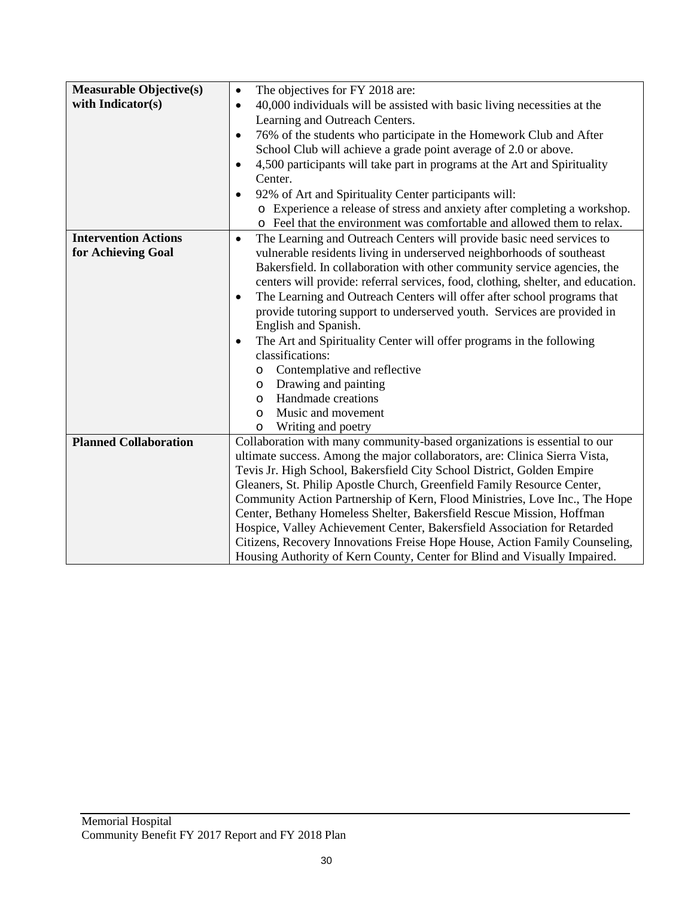| | |
|---|---|
| **Measurable Objective(s) with Indicator(s)** | • The objectives for FY 2018 are:<br>• 40,000 individuals will be assisted with basic living necessities at the Learning and Outreach Centers.<br>• 76% of the students who participate in the Homework Club and After School Club will achieve a grade point average of 2.0 or above.<br>• 4,500 participants will take part in programs at the Art and Spirituality Center.<br>• 92% of Art and Spirituality Center participants will:<br>  o Experience a release of stress and anxiety after completing a workshop.<br>  o Feel that the environment was comfortable and allowed them to relax. |
| **Intervention Actions for Achieving Goal** | • The Learning and Outreach Centers will provide basic need services to vulnerable residents living in underserved neighborhoods of southeast Bakersfield. In collaboration with other community service agencies, the centers will provide: referral services, food, clothing, shelter, and education.<br>• The Learning and Outreach Centers will offer after school programs that provide tutoring support to underserved youth. Services are provided in English and Spanish.<br>• The Art and Spirituality Center will offer programs in the following classifications:<br>  o Contemplative and reflective<br>  o Drawing and painting<br>  o Handmade creations<br>  o Music and movement<br>  o Writing and poetry |
| **Planned Collaboration** | Collaboration with many community-based organizations is essential to our ultimate success. Among the major collaborators, are: Clinica Sierra Vista, Tevis Jr. High School, Bakersfield City School District, Golden Empire Gleaners, St. Philip Apostle Church, Greenfield Family Resource Center, Community Action Partnership of Kern, Flood Ministries, Love Inc., The Hope Center, Bethany Homeless Shelter, Bakersfield Rescue Mission, Hoffman Hospice, Valley Achievement Center, Bakersfield Association for Retarded Citizens, Recovery Innovations Freise Hope House, Action Family Counseling, Housing Authority of Kern County, Center for Blind and Visually Impaired. |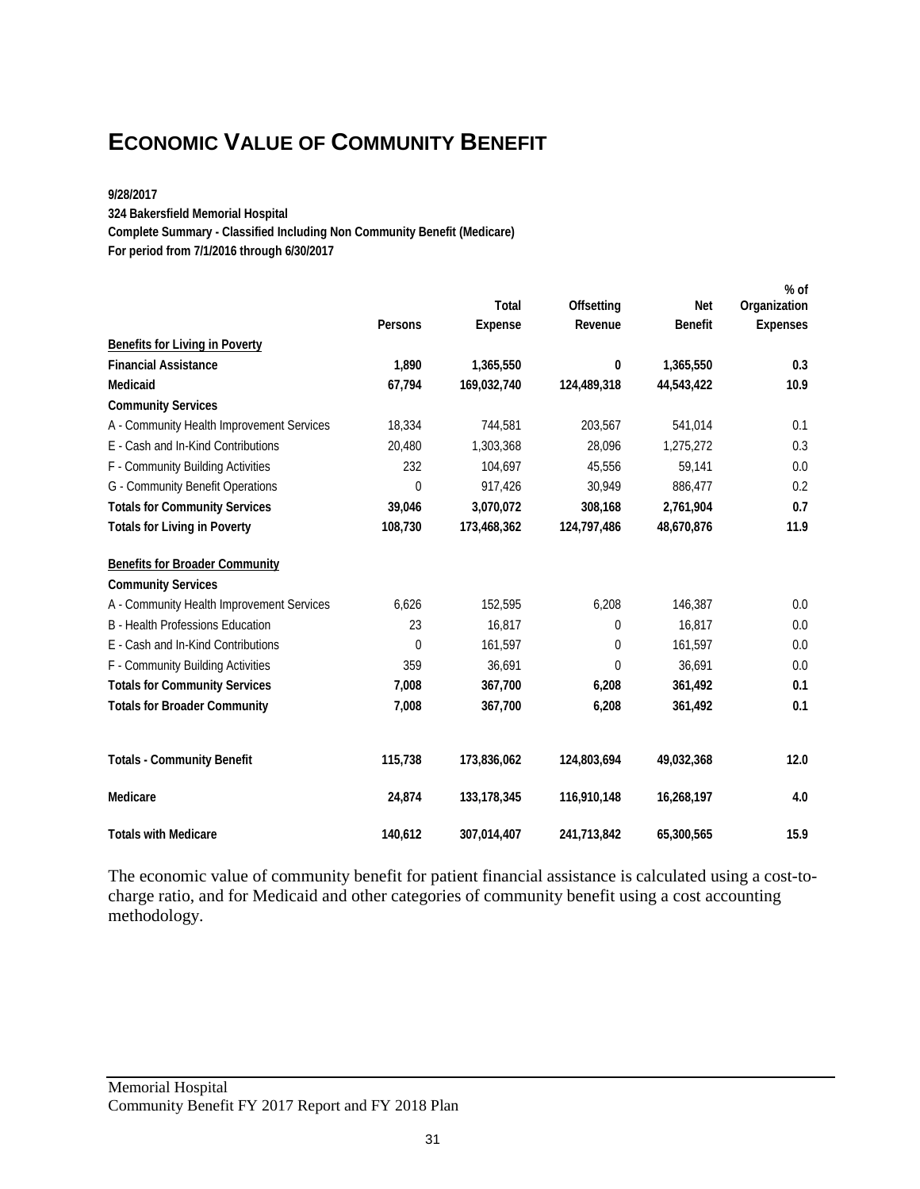# Economic Value of Community Benefit

**9/28/2017**
**324 Bakersfield Memorial Hospital**
**Complete Summary - Classified Including Non Community Benefit (Medicare)**
**For period from 7/1/2016 through 6/30/2017**

| | Persons | Total Expense | Offsetting Revenue | Net Benefit | % of Organization Expenses |
|---|---|---|---|---|---|
| **Benefits for Living in Poverty** | | | | | |
| **Financial Assistance** | **1,890** | **1,365,550** | **0** | **1,365,550** | **0.3** |
| **Medicaid** | **67,794** | **169,032,740** | **124,489,318** | **44,543,422** | **10.9** |
| **Community Services** | | | | | |
| A - Community Health Improvement Services | 18,334 | 744,581 | 203,567 | 541,014 | 0.1 |
| E - Cash and In-Kind Contributions | 20,480 | 1,303,368 | 28,096 | 1,275,272 | 0.3 |
| F - Community Building Activities | 232 | 104,697 | 45,556 | 59,141 | 0.0 |
| G - Community Benefit Operations | 0 | 917,426 | 30,949 | 886,477 | 0.2 |
| **Totals for Community Services** | **39,046** | **3,070,072** | **308,168** | **2,761,904** | **0.7** |
| **Totals for Living in Poverty** | **108,730** | **173,468,362** | **124,797,486** | **48,670,876** | **11.9** |
| **Benefits for Broader Community** | | | | | |
| **Community Services** | | | | | |
| A - Community Health Improvement Services | 6,626 | 152,595 | 6,208 | 146,387 | 0.0 |
| B - Health Professions Education | 23 | 16,817 | 0 | 16,817 | 0.0 |
| E - Cash and In-Kind Contributions | 0 | 161,597 | 0 | 161,597 | 0.0 |
| F - Community Building Activities | 359 | 36,691 | 0 | 36,691 | 0.0 |
| **Totals for Community Services** | **7,008** | **367,700** | **6,208** | **361,492** | **0.1** |
| **Totals for Broader Community** | **7,008** | **367,700** | **6,208** | **361,492** | **0.1** |
| **Totals - Community Benefit** | **115,738** | **173,836,062** | **124,803,694** | **49,032,368** | **12.0** |
| **Medicare** | **24,874** | **133,178,345** | **116,910,148** | **16,268,197** | **4.0** |
| **Totals with Medicare** | **140,612** | **307,014,407** | **241,713,842** | **65,300,565** | **15.9** |

The economic value of community benefit for patient financial assistance is calculated using a cost-to-charge ratio, and for Medicaid and other categories of community benefit using a cost accounting methodology.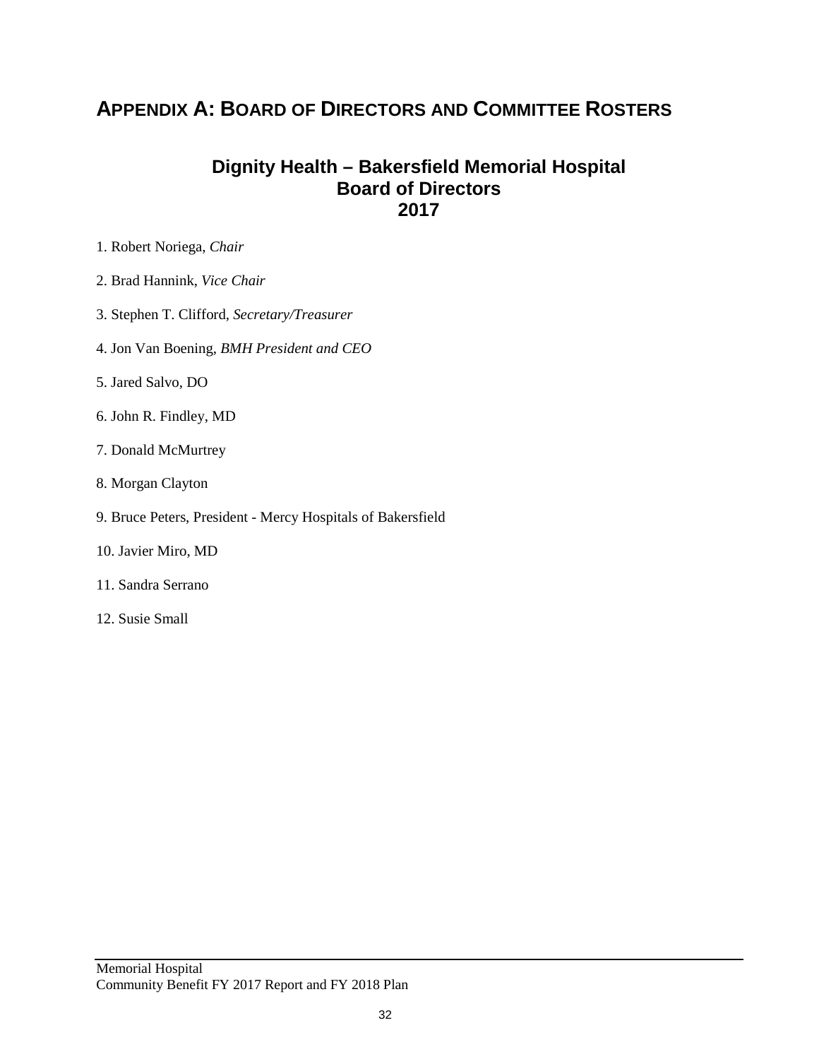## Appendix A: Board of Directors and Committee Rosters

### Dignity Health – Bakersfield Memorial Hospital
### Board of Directors
### 2017

1. Robert Noriega, *Chair*
2. Brad Hannink, *Vice Chair*
3. Stephen T. Clifford, *Secretary/Treasurer*
4. Jon Van Boening, *BMH President and CEO*
5. Jared Salvo, DO
6. John R. Findley, MD
7. Donald McMurtrey
8. Morgan Clayton
9. Bruce Peters, President - Mercy Hospitals of Bakersfield
10. Javier Miro, MD
11. Sandra Serrano
12. Susie Small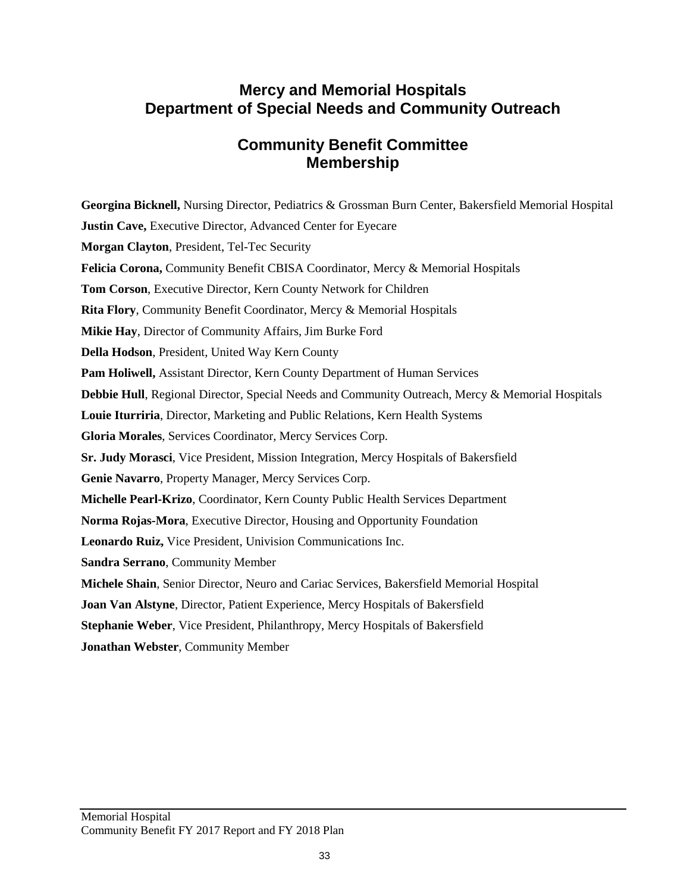# Mercy and Memorial Hospitals
# Department of Special Needs and Community Outreach

## Community Benefit Committee Membership

**Georgina Bicknell,** Nursing Director, Pediatrics & Grossman Burn Center, Bakersfield Memorial Hospital

**Justin Cave,** Executive Director, Advanced Center for Eyecare

**Morgan Clayton**, President, Tel-Tec Security

**Felicia Corona,** Community Benefit CBISA Coordinator, Mercy & Memorial Hospitals

**Tom Corson**, Executive Director, Kern County Network for Children

**Rita Flory**, Community Benefit Coordinator, Mercy & Memorial Hospitals

**Mikie Hay**, Director of Community Affairs, Jim Burke Ford

**Della Hodson**, President, United Way Kern County

**Pam Holiwell,** Assistant Director, Kern County Department of Human Services

**Debbie Hull**, Regional Director, Special Needs and Community Outreach, Mercy & Memorial Hospitals

**Louie Iturriria**, Director, Marketing and Public Relations, Kern Health Systems

**Gloria Morales**, Services Coordinator, Mercy Services Corp.

**Sr. Judy Morasci**, Vice President, Mission Integration, Mercy Hospitals of Bakersfield

**Genie Navarro**, Property Manager, Mercy Services Corp.

**Michelle Pearl-Krizo**, Coordinator, Kern County Public Health Services Department

**Norma Rojas-Mora**, Executive Director, Housing and Opportunity Foundation

**Leonardo Ruiz,** Vice President, Univision Communications Inc.

**Sandra Serrano**, Community Member

**Michele Shain**, Senior Director, Neuro and Cariac Services, Bakersfield Memorial Hospital

**Joan Van Alstyne**, Director, Patient Experience, Mercy Hospitals of Bakersfield

**Stephanie Weber**, Vice President, Philanthropy, Mercy Hospitals of Bakersfield

**Jonathan Webster**, Community Member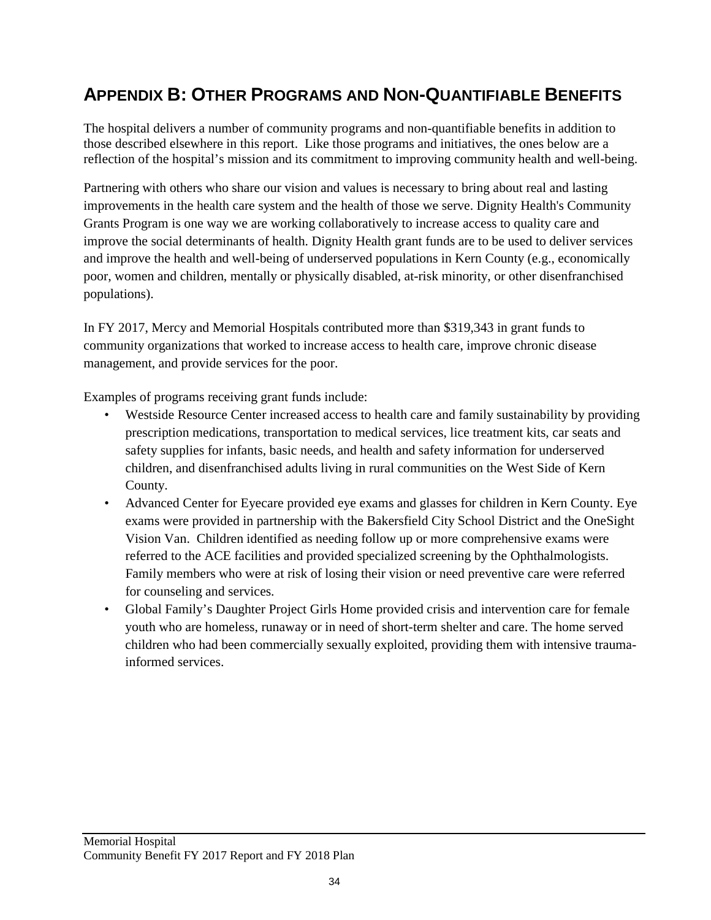# APPENDIX B: OTHER PROGRAMS AND NON-QUANTIFIABLE BENEFITS

The hospital delivers a number of community programs and non-quantifiable benefits in addition to those described elsewhere in this report. Like those programs and initiatives, the ones below are a reflection of the hospital's mission and its commitment to improving community health and well-being.

Partnering with others who share our vision and values is necessary to bring about real and lasting improvements in the health care system and the health of those we serve. Dignity Health's Community Grants Program is one way we are working collaboratively to increase access to quality care and improve the social determinants of health. Dignity Health grant funds are to be used to deliver services and improve the health and well-being of underserved populations in Kern County (e.g., economically poor, women and children, mentally or physically disabled, at-risk minority, or other disenfranchised populations).

In FY 2017, Mercy and Memorial Hospitals contributed more than $319,343 in grant funds to community organizations that worked to increase access to health care, improve chronic disease management, and provide services for the poor.

Examples of programs receiving grant funds include:

- Westside Resource Center increased access to health care and family sustainability by providing prescription medications, transportation to medical services, lice treatment kits, car seats and safety supplies for infants, basic needs, and health and safety information for underserved children, and disenfranchised adults living in rural communities on the West Side of Kern County.
- Advanced Center for Eyecare provided eye exams and glasses for children in Kern County. Eye exams were provided in partnership with the Bakersfield City School District and the OneSight Vision Van. Children identified as needing follow up or more comprehensive exams were referred to the ACE facilities and provided specialized screening by the Ophthalmologists. Family members who were at risk of losing their vision or need preventive care were referred for counseling and services.
- Global Family's Daughter Project Girls Home provided crisis and intervention care for female youth who are homeless, runaway or in need of short-term shelter and care. The home served children who had been commercially sexually exploited, providing them with intensive trauma-informed services.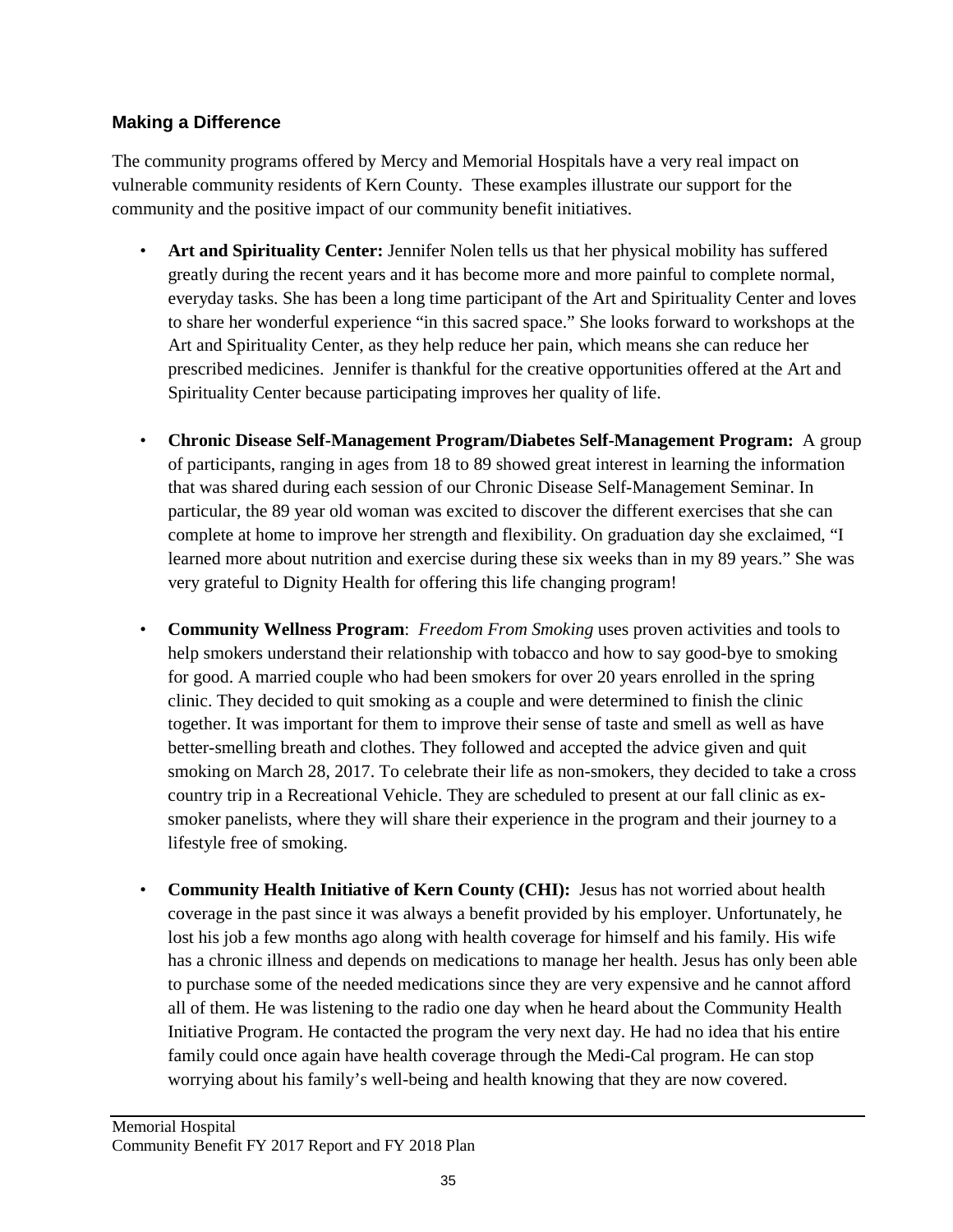### Making a Difference

The community programs offered by Mercy and Memorial Hospitals have a very real impact on vulnerable community residents of Kern County. These examples illustrate our support for the community and the positive impact of our community benefit initiatives.

- **Art and Spirituality Center:** Jennifer Nolen tells us that her physical mobility has suffered greatly during the recent years and it has become more and more painful to complete normal, everyday tasks. She has been a long time participant of the Art and Spirituality Center and loves to share her wonderful experience "in this sacred space." She looks forward to workshops at the Art and Spirituality Center, as they help reduce her pain, which means she can reduce her prescribed medicines. Jennifer is thankful for the creative opportunities offered at the Art and Spirituality Center because participating improves her quality of life.

- **Chronic Disease Self-Management Program/Diabetes Self-Management Program:** A group of participants, ranging in ages from 18 to 89 showed great interest in learning the information that was shared during each session of our Chronic Disease Self-Management Seminar. In particular, the 89 year old woman was excited to discover the different exercises that she can complete at home to improve her strength and flexibility. On graduation day she exclaimed, "I learned more about nutrition and exercise during these six weeks than in my 89 years." She was very grateful to Dignity Health for offering this life changing program!

- **Community Wellness Program**: *Freedom From Smoking* uses proven activities and tools to help smokers understand their relationship with tobacco and how to say good-bye to smoking for good. A married couple who had been smokers for over 20 years enrolled in the spring clinic. They decided to quit smoking as a couple and were determined to finish the clinic together. It was important for them to improve their sense of taste and smell as well as have better-smelling breath and clothes. They followed and accepted the advice given and quit smoking on March 28, 2017. To celebrate their life as non-smokers, they decided to take a cross country trip in a Recreational Vehicle. They are scheduled to present at our fall clinic as ex-smoker panelists, where they will share their experience in the program and their journey to a lifestyle free of smoking.

- **Community Health Initiative of Kern County (CHI):** Jesus has not worried about health coverage in the past since it was always a benefit provided by his employer. Unfortunately, he lost his job a few months ago along with health coverage for himself and his family. His wife has a chronic illness and depends on medications to manage her health. Jesus has only been able to purchase some of the needed medications since they are very expensive and he cannot afford all of them. He was listening to the radio one day when he heard about the Community Health Initiative Program. He contacted the program the very next day. He had no idea that his entire family could once again have health coverage through the Medi-Cal program. He can stop worrying about his family's well-being and health knowing that they are now covered.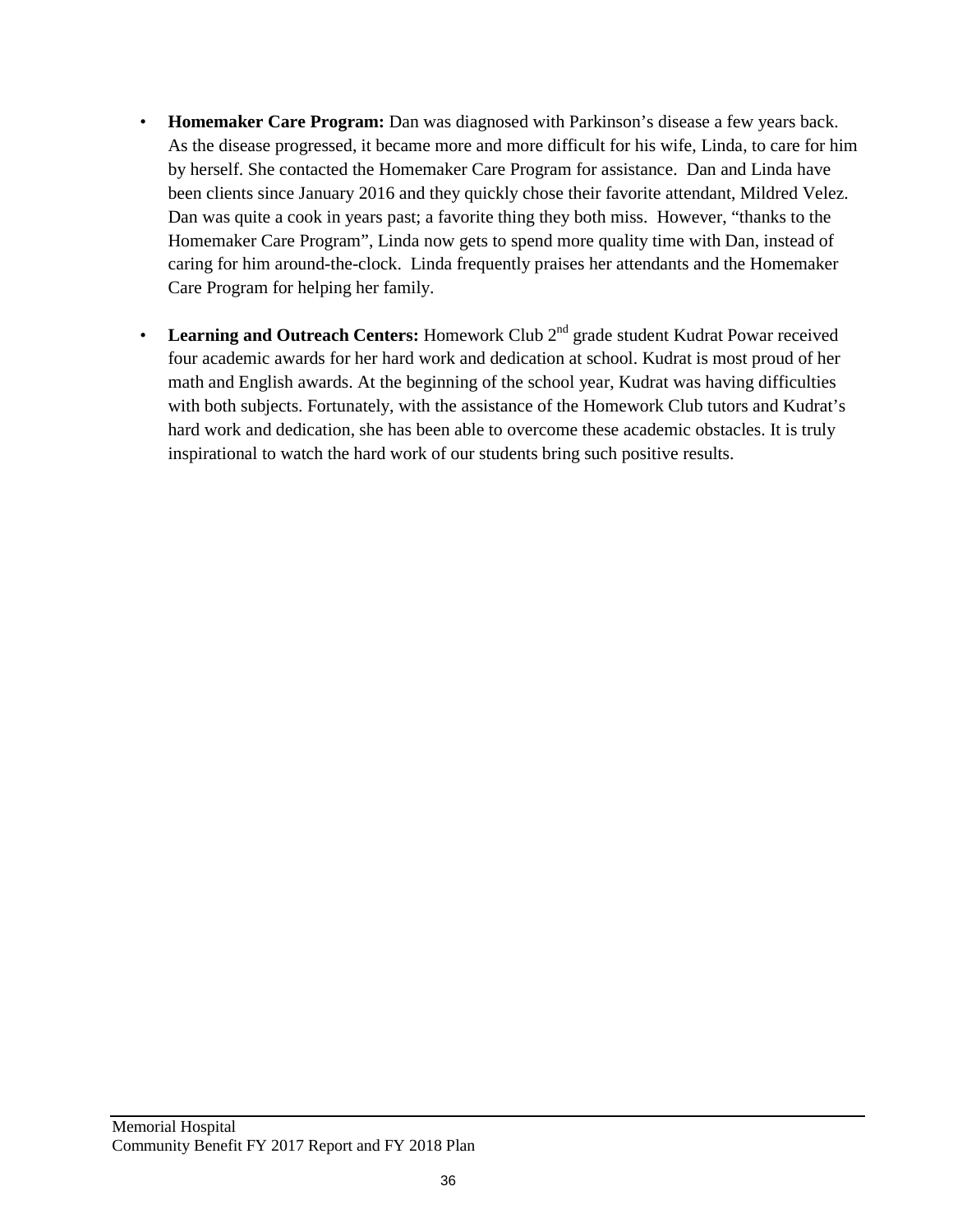- **Homemaker Care Program:** Dan was diagnosed with Parkinson's disease a few years back. As the disease progressed, it became more and more difficult for his wife, Linda, to care for him by herself. She contacted the Homemaker Care Program for assistance. Dan and Linda have been clients since January 2016 and they quickly chose their favorite attendant, Mildred Velez. Dan was quite a cook in years past; a favorite thing they both miss. However, "thanks to the Homemaker Care Program", Linda now gets to spend more quality time with Dan, instead of caring for him around-the-clock. Linda frequently praises her attendants and the Homemaker Care Program for helping her family.

- **Learning and Outreach Centers:** Homework Club 2nd grade student Kudrat Powar received four academic awards for her hard work and dedication at school. Kudrat is most proud of her math and English awards. At the beginning of the school year, Kudrat was having difficulties with both subjects. Fortunately, with the assistance of the Homework Club tutors and Kudrat's hard work and dedication, she has been able to overcome these academic obstacles. It is truly inspirational to watch the hard work of our students bring such positive results.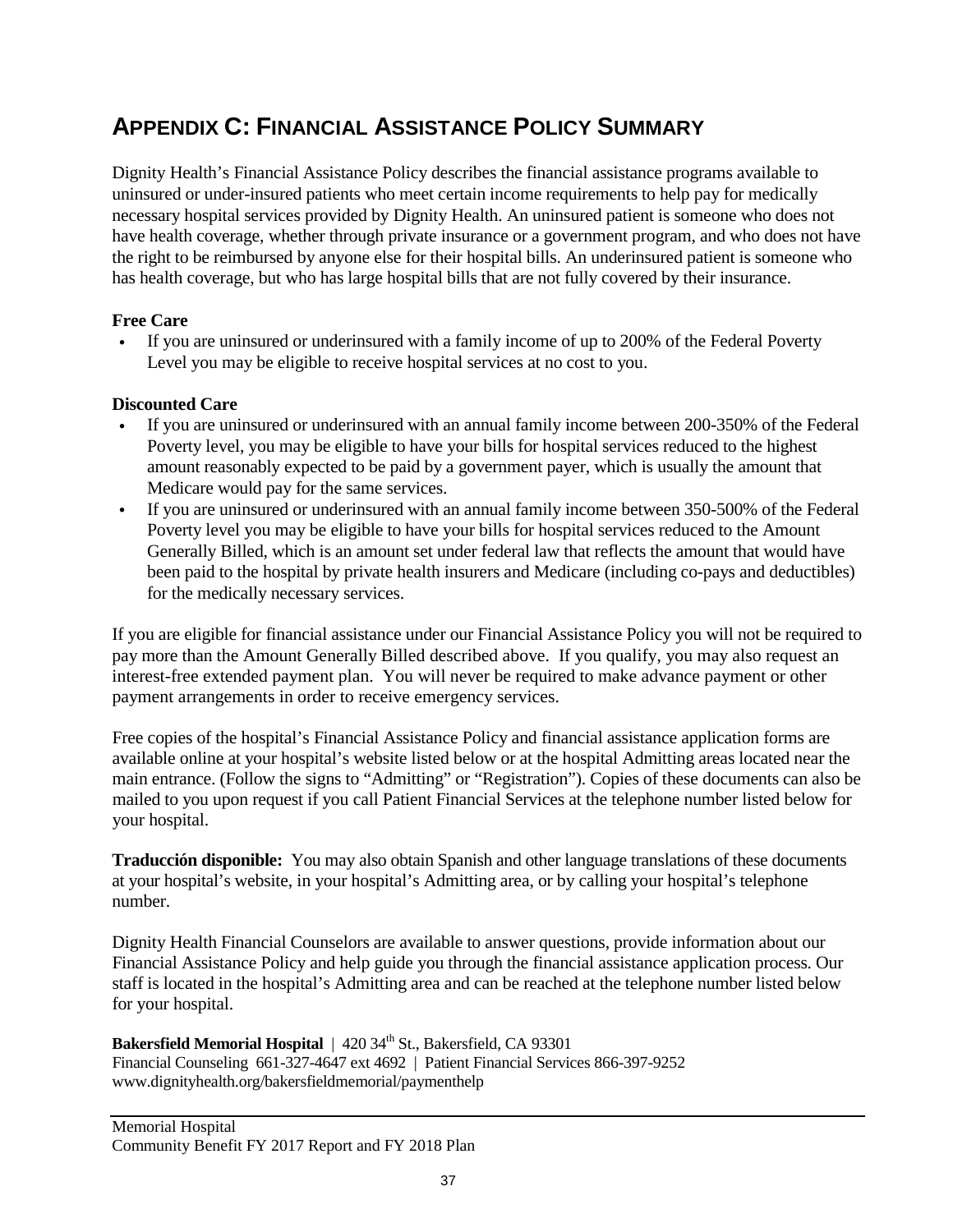# APPENDIX C: FINANCIAL ASSISTANCE POLICY SUMMARY

Dignity Health's Financial Assistance Policy describes the financial assistance programs available to uninsured or under-insured patients who meet certain income requirements to help pay for medically necessary hospital services provided by Dignity Health. An uninsured patient is someone who does not have health coverage, whether through private insurance or a government program, and who does not have the right to be reimbursed by anyone else for their hospital bills. An underinsured patient is someone who has health coverage, but who has large hospital bills that are not fully covered by their insurance.

**Free Care**

- If you are uninsured or underinsured with a family income of up to 200% of the Federal Poverty Level you may be eligible to receive hospital services at no cost to you.

**Discounted Care**

- If you are uninsured or underinsured with an annual family income between 200-350% of the Federal Poverty level, you may be eligible to have your bills for hospital services reduced to the highest amount reasonably expected to be paid by a government payer, which is usually the amount that Medicare would pay for the same services.
- If you are uninsured or underinsured with an annual family income between 350-500% of the Federal Poverty level you may be eligible to have your bills for hospital services reduced to the Amount Generally Billed, which is an amount set under federal law that reflects the amount that would have been paid to the hospital by private health insurers and Medicare (including co-pays and deductibles) for the medically necessary services.

If you are eligible for financial assistance under our Financial Assistance Policy you will not be required to pay more than the Amount Generally Billed described above. If you qualify, you may also request an interest-free extended payment plan. You will never be required to make advance payment or other payment arrangements in order to receive emergency services.

Free copies of the hospital's Financial Assistance Policy and financial assistance application forms are available online at your hospital's website listed below or at the hospital Admitting areas located near the main entrance. (Follow the signs to "Admitting" or "Registration"). Copies of these documents can also be mailed to you upon request if you call Patient Financial Services at the telephone number listed below for your hospital.

**Traducción disponible:** You may also obtain Spanish and other language translations of these documents at your hospital's website, in your hospital's Admitting area, or by calling your hospital's telephone number.

Dignity Health Financial Counselors are available to answer questions, provide information about our Financial Assistance Policy and help guide you through the financial assistance application process. Our staff is located in the hospital's Admitting area and can be reached at the telephone number listed below for your hospital.

**Bakersfield Memorial Hospital** | 420 34th St., Bakersfield, CA 93301
Financial Counseling 661-327-4647 ext 4692 | Patient Financial Services 866-397-9252
www.dignityhealth.org/bakersfieldmemorial/paymenthelp